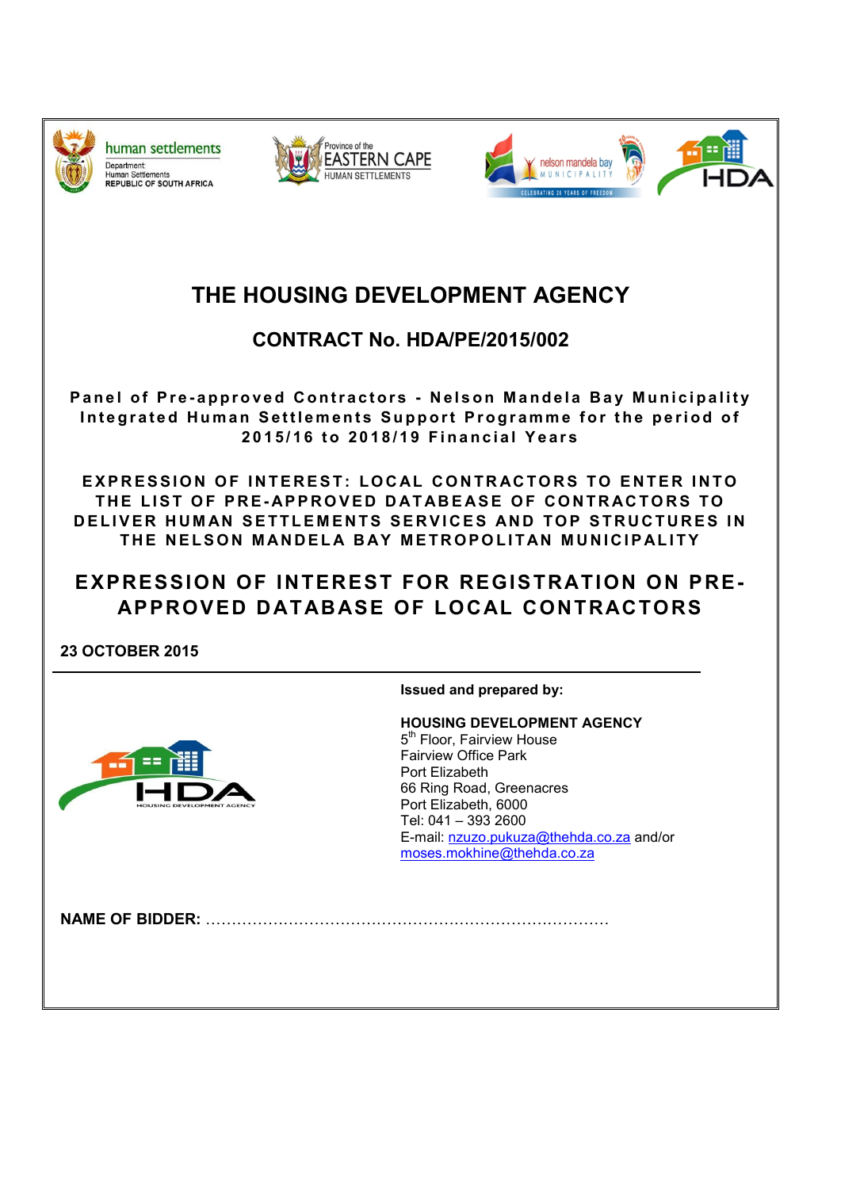human settlements

Department:
Human Settlements
REPUBLIC OF SOUTH AFRICA

Province of the
EASTERN CAPE
HUMAN SETTLEMENTS

nelson mandela bay
MUNICIPALITY

# THE HOUSING DEVELOPMENT AGENCY

## CONTRACT No. HDA/PE/2015/002

**Panel of Pre-approved Contractors - Nelson Mandela Bay Municipality Integrated Human Settlements Support Programme for the period of 2015/16 to 2018/19 Financial Years**

**EXPRESSION OF INTEREST: LOCAL CONTRACTORS TO ENTER INTO THE LIST OF PRE-APPROVED DATABEASE OF CONTRACTORS TO DELIVER HUMAN SETTLEMENTS SERVICES AND TOP STRUCTURES IN THE NELSON MANDELA BAY METROPOLITAN MUNICIPALITY**

## EXPRESSION OF INTEREST FOR REGISTRATION ON PRE-APPROVED DATABASE OF LOCAL CONTRACTORS

**23 OCTOBER 2015**

---

**Issued and prepared by:**

**HOUSING DEVELOPMENT AGENCY**
5th Floor, Fairview House
Fairview Office Park
Port Elizabeth
66 Ring Road, Greenacres
Port Elizabeth, 6000
Tel: 041 – 393 2600
E-mail: nzuzo.pukuza@thehda.co.za and/or
moses.mokhine@thehda.co.za

**NAME OF BIDDER:** ……………………………………………………………………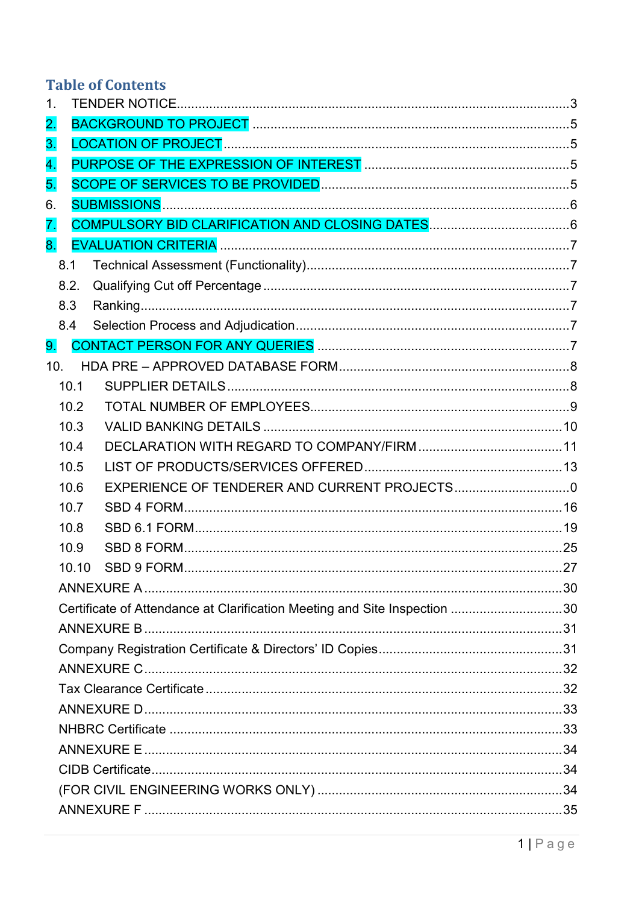## Table of Contents

1. TENDER NOTICE ....... 3
2. BACKGROUND TO PROJECT ....... 5
3. LOCATION OF PROJECT ....... 5
4. PURPOSE OF THE EXPRESSION OF INTEREST ....... 5
5. SCOPE OF SERVICES TO BE PROVIDED ....... 5
6. SUBMISSIONS ....... 6
7. COMPULSORY BID CLARIFICATION AND CLOSING DATES ....... 6
8. EVALUATION CRITERIA ....... 7
   - 8.1 Technical Assessment (Functionality) ....... 7
   - 8.2. Qualifying Cut off Percentage ....... 7
   - 8.3 Ranking ....... 7
   - 8.4 Selection Process and Adjudication ....... 7
9. CONTACT PERSON FOR ANY QUERIES ....... 7
10. HDA PRE – APPROVED DATABASE FORM ....... 8
    - 10.1 SUPPLIER DETAILS ....... 8
    - 10.2 TOTAL NUMBER OF EMPLOYEES ....... 9
    - 10.3 VALID BANKING DETAILS ....... 10
    - 10.4 DECLARATION WITH REGARD TO COMPANY/FIRM ....... 11
    - 10.5 LIST OF PRODUCTS/SERVICES OFFERED ....... 13
    - 10.6 EXPERIENCE OF TENDERER AND CURRENT PROJECTS ....... 0
    - 10.7 SBD 4 FORM ....... 16
    - 10.8 SBD 6.1 FORM ....... 19
    - 10.9 SBD 8 FORM ....... 25
    - 10.10 SBD 9 FORM ....... 27

ANNEXURE A ....... 30

Certificate of Attendance at Clarification Meeting and Site Inspection ....... 30

ANNEXURE B ....... 31

Company Registration Certificate & Directors' ID Copies ....... 31

ANNEXURE C ....... 32

Tax Clearance Certificate ....... 32

ANNEXURE D ....... 33

NHBRC Certificate ....... 33

ANNEXURE E ....... 34

CIDB Certificate ....... 34

(FOR CIVIL ENGINEERING WORKS ONLY) ....... 34

ANNEXURE F ....... 35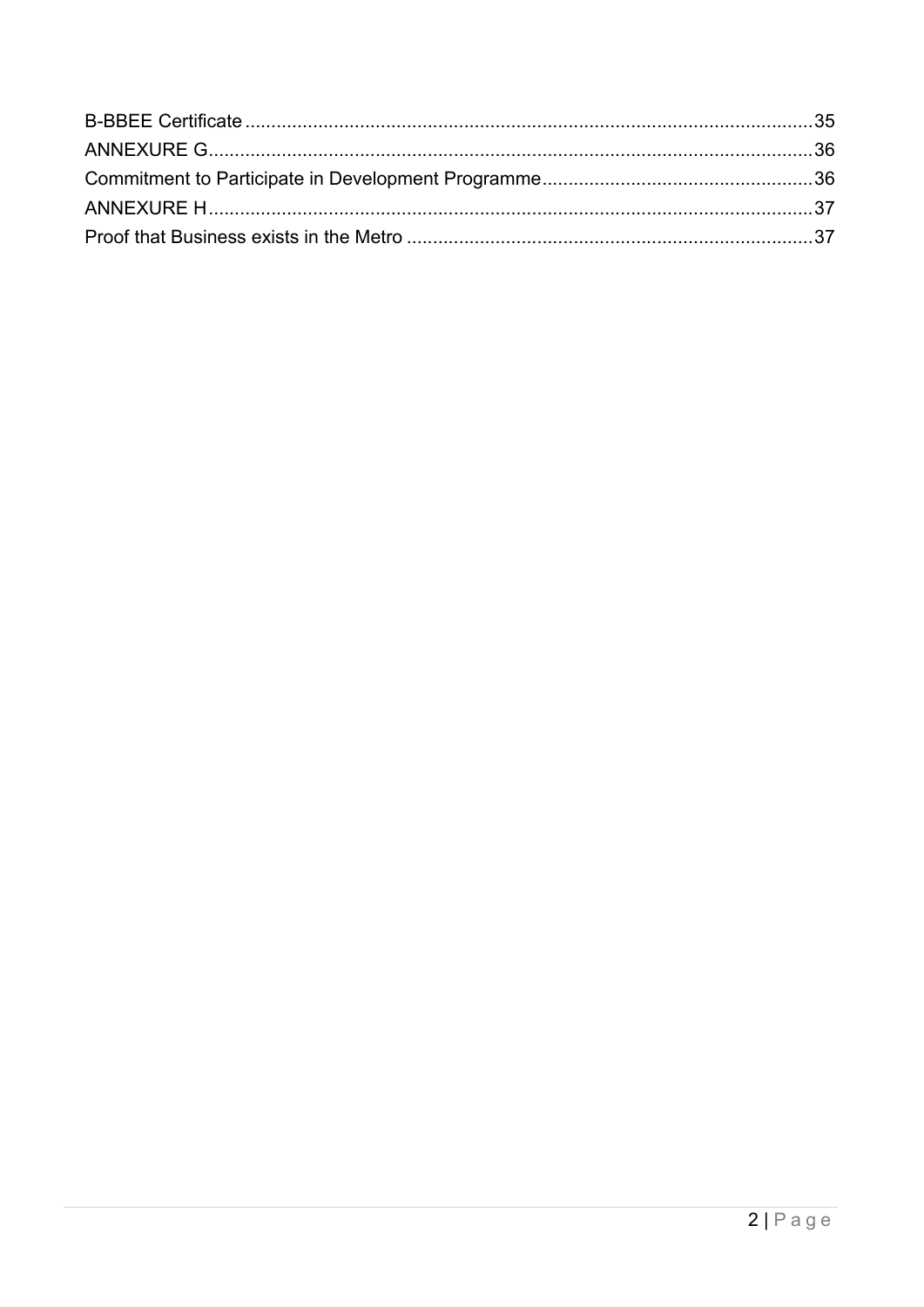B-BBEE Certificate ....................................................................................................35
ANNEXURE G...........................................................................................................36
Commitment to Participate in Development Programme...................................................36
ANNEXURE H...........................................................................................................37
Proof that Business exists in the Metro ...........................................................................37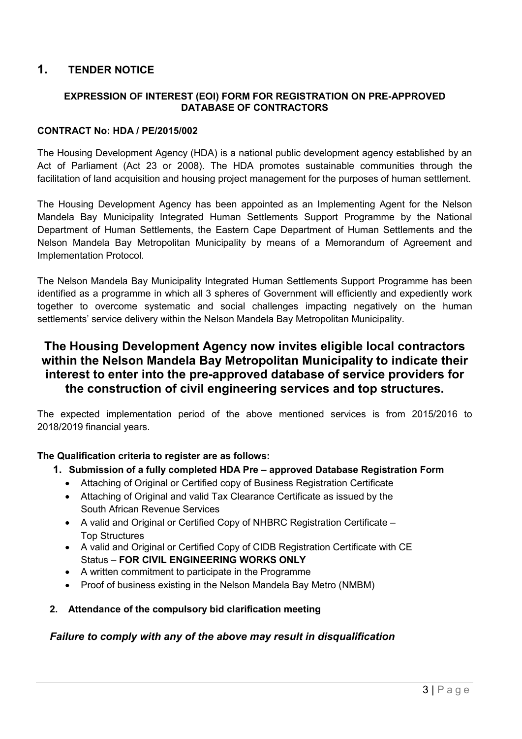# 1. TENDER NOTICE

**EXPRESSION OF INTEREST (EOI) FORM FOR REGISTRATION ON PRE-APPROVED DATABASE OF CONTRACTORS**

**CONTRACT No: HDA / PE/2015/002**

The Housing Development Agency (HDA) is a national public development agency established by an Act of Parliament (Act 23 or 2008). The HDA promotes sustainable communities through the facilitation of land acquisition and housing project management for the purposes of human settlement.

The Housing Development Agency has been appointed as an Implementing Agent for the Nelson Mandela Bay Municipality Integrated Human Settlements Support Programme by the National Department of Human Settlements, the Eastern Cape Department of Human Settlements and the Nelson Mandela Bay Metropolitan Municipality by means of a Memorandum of Agreement and Implementation Protocol.

The Nelson Mandela Bay Municipality Integrated Human Settlements Support Programme has been identified as a programme in which all 3 spheres of Government will efficiently and expediently work together to overcome systematic and social challenges impacting negatively on the human settlements' service delivery within the Nelson Mandela Bay Metropolitan Municipality.

## The Housing Development Agency now invites eligible local contractors within the Nelson Mandela Bay Metropolitan Municipality to indicate their interest to enter into the pre-approved database of service providers for the construction of civil engineering services and top structures.

The expected implementation period of the above mentioned services is from 2015/2016 to 2018/2019 financial years.

**The Qualification criteria to register are as follows:**

1. **Submission of a fully completed HDA Pre – approved Database Registration Form**
   - Attaching of Original or Certified copy of Business Registration Certificate
   - Attaching of Original and valid Tax Clearance Certificate as issued by the South African Revenue Services
   - A valid and Original or Certified Copy of NHBRC Registration Certificate – Top Structures
   - A valid and Original or Certified Copy of CIDB Registration Certificate with CE Status – **FOR CIVIL ENGINEERING WORKS ONLY**
   - A written commitment to participate in the Programme
   - Proof of business existing in the Nelson Mandela Bay Metro (NMBM)
2. **Attendance of the compulsory bid clarification meeting**

***Failure to comply with any of the above may result in disqualification***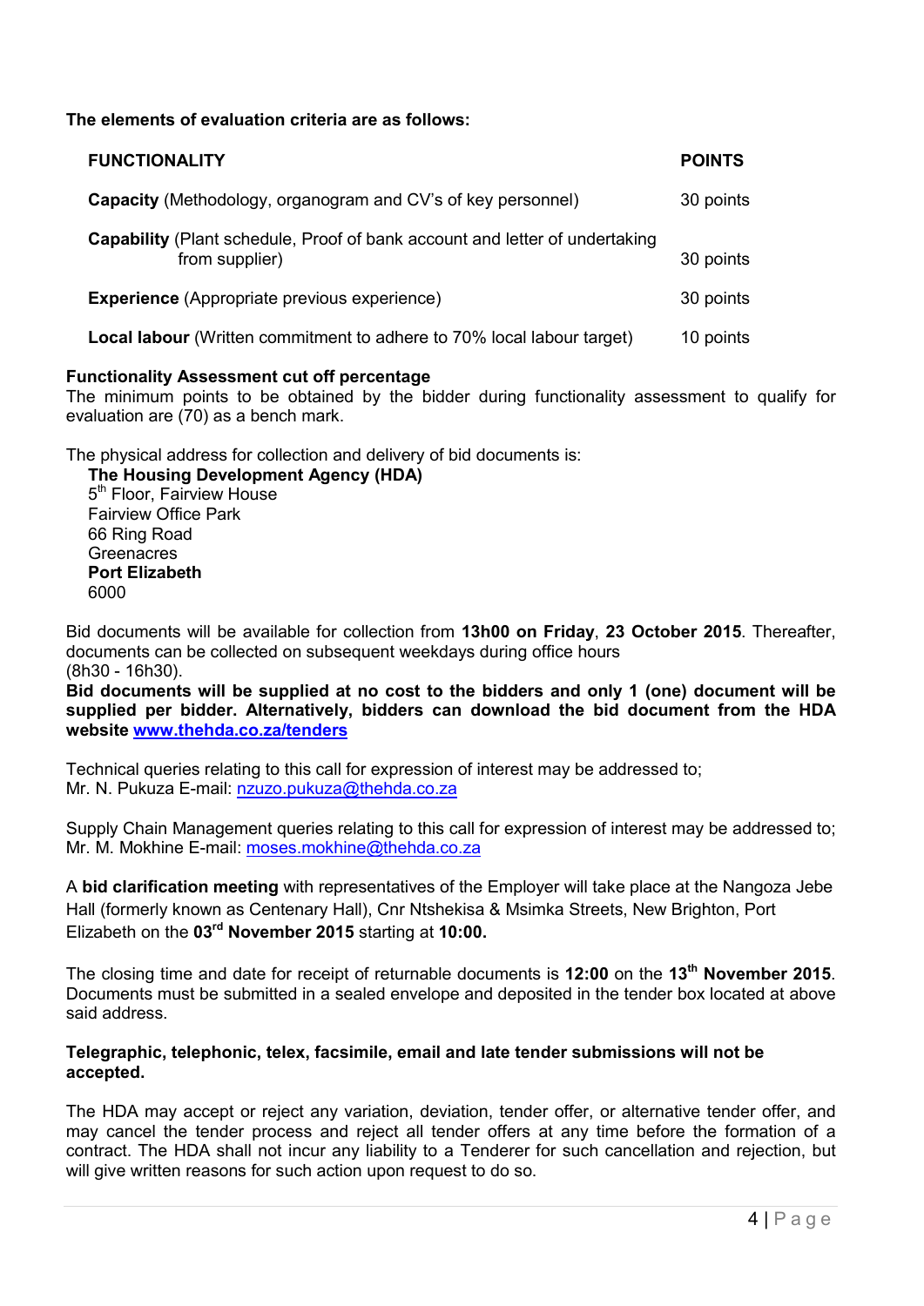**The elements of evaluation criteria are as follows:**

| FUNCTIONALITY | POINTS |
|---|---|
| **Capacity** (Methodology, organogram and CV's of key personnel) | 30 points |
| **Capability** (Plant schedule, Proof of bank account and letter of undertaking from supplier) | 30 points |
| **Experience** (Appropriate previous experience) | 30 points |
| **Local labour** (Written commitment to adhere to 70% local labour target) | 10 points |

**Functionality Assessment cut off percentage**

The minimum points to be obtained by the bidder during functionality assessment to qualify for evaluation are (70) as a bench mark.

The physical address for collection and delivery of bid documents is:

**The Housing Development Agency (HDA)**
5th Floor, Fairview House
Fairview Office Park
66 Ring Road
Greenacres
**Port Elizabeth**
6000

Bid documents will be available for collection from **13h00 on Friday**, **23 October 2015**. Thereafter, documents can be collected on subsequent weekdays during office hours (8h30 - 16h30).

**Bid documents will be supplied at no cost to the bidders and only 1 (one) document will be supplied per bidder. Alternatively, bidders can download the bid document from the HDA website www.thehda.co.za/tenders**

Technical queries relating to this call for expression of interest may be addressed to;
Mr. N. Pukuza E-mail: nzuzo.pukuza@thehda.co.za

Supply Chain Management queries relating to this call for expression of interest may be addressed to;
Mr. M. Mokhine E-mail: moses.mokhine@thehda.co.za

A **bid clarification meeting** with representatives of the Employer will take place at the Nangoza Jebe Hall (formerly known as Centenary Hall), Cnr Ntshekisa & Msimka Streets, New Brighton, Port Elizabeth on the **03rd November 2015** starting at **10:00.**

The closing time and date for receipt of returnable documents is **12:00** on the **13th November 2015**. Documents must be submitted in a sealed envelope and deposited in the tender box located at above said address.

**Telegraphic, telephonic, telex, facsimile, email and late tender submissions will not be accepted.**

The HDA may accept or reject any variation, deviation, tender offer, or alternative tender offer, and may cancel the tender process and reject all tender offers at any time before the formation of a contract. The HDA shall not incur any liability to a Tenderer for such cancellation and rejection, but will give written reasons for such action upon request to do so.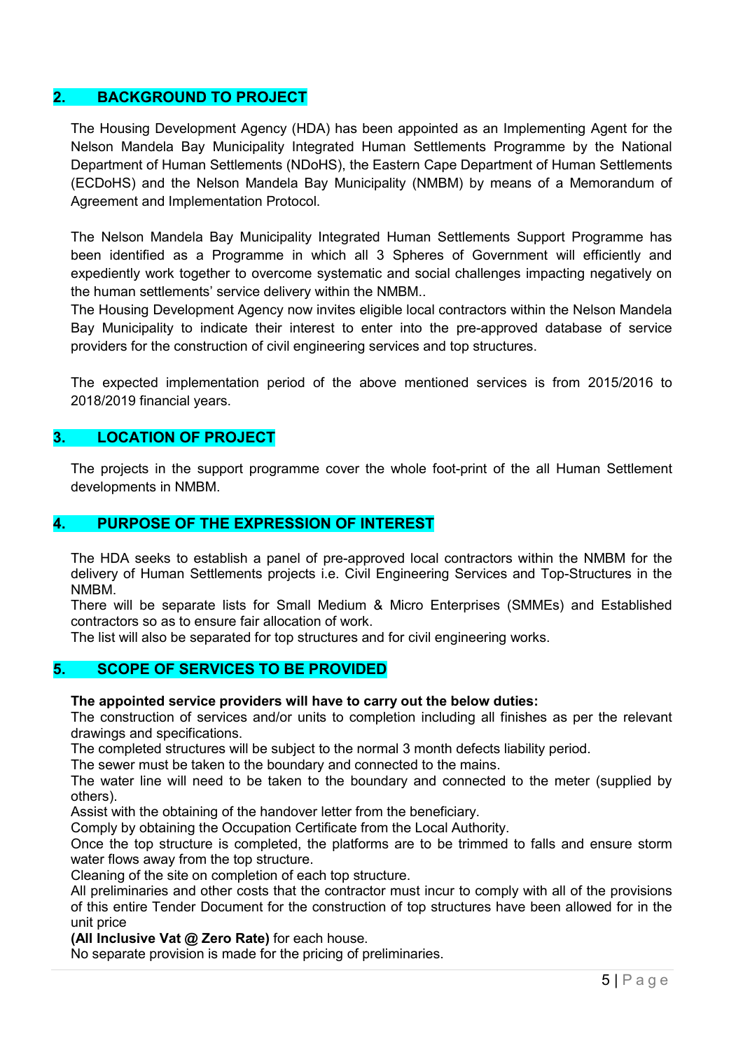## 2. BACKGROUND TO PROJECT

The Housing Development Agency (HDA) has been appointed as an Implementing Agent for the Nelson Mandela Bay Municipality Integrated Human Settlements Programme by the National Department of Human Settlements (NDoHS), the Eastern Cape Department of Human Settlements (ECDoHS) and the Nelson Mandela Bay Municipality (NMBM) by means of a Memorandum of Agreement and Implementation Protocol.

The Nelson Mandela Bay Municipality Integrated Human Settlements Support Programme has been identified as a Programme in which all 3 Spheres of Government will efficiently and expediently work together to overcome systematic and social challenges impacting negatively on the human settlements' service delivery within the NMBM..

The Housing Development Agency now invites eligible local contractors within the Nelson Mandela Bay Municipality to indicate their interest to enter into the pre-approved database of service providers for the construction of civil engineering services and top structures.

The expected implementation period of the above mentioned services is from 2015/2016 to 2018/2019 financial years.

## 3. LOCATION OF PROJECT

The projects in the support programme cover the whole foot-print of the all Human Settlement developments in NMBM.

## 4. PURPOSE OF THE EXPRESSION OF INTEREST

The HDA seeks to establish a panel of pre-approved local contractors within the NMBM for the delivery of Human Settlements projects i.e. Civil Engineering Services and Top-Structures in the NMBM.

There will be separate lists for Small Medium & Micro Enterprises (SMMEs) and Established contractors so as to ensure fair allocation of work.

The list will also be separated for top structures and for civil engineering works.

## 5. SCOPE OF SERVICES TO BE PROVIDED

**The appointed service providers will have to carry out the below duties:**

The construction of services and/or units to completion including all finishes as per the relevant drawings and specifications.

The completed structures will be subject to the normal 3 month defects liability period.

The sewer must be taken to the boundary and connected to the mains.

The water line will need to be taken to the boundary and connected to the meter (supplied by others).

Assist with the obtaining of the handover letter from the beneficiary.

Comply by obtaining the Occupation Certificate from the Local Authority.

Once the top structure is completed, the platforms are to be trimmed to falls and ensure storm water flows away from the top structure.

Cleaning of the site on completion of each top structure.

All preliminaries and other costs that the contractor must incur to comply with all of the provisions of this entire Tender Document for the construction of top structures have been allowed for in the unit price

**(All Inclusive Vat @ Zero Rate)** for each house.

No separate provision is made for the pricing of preliminaries.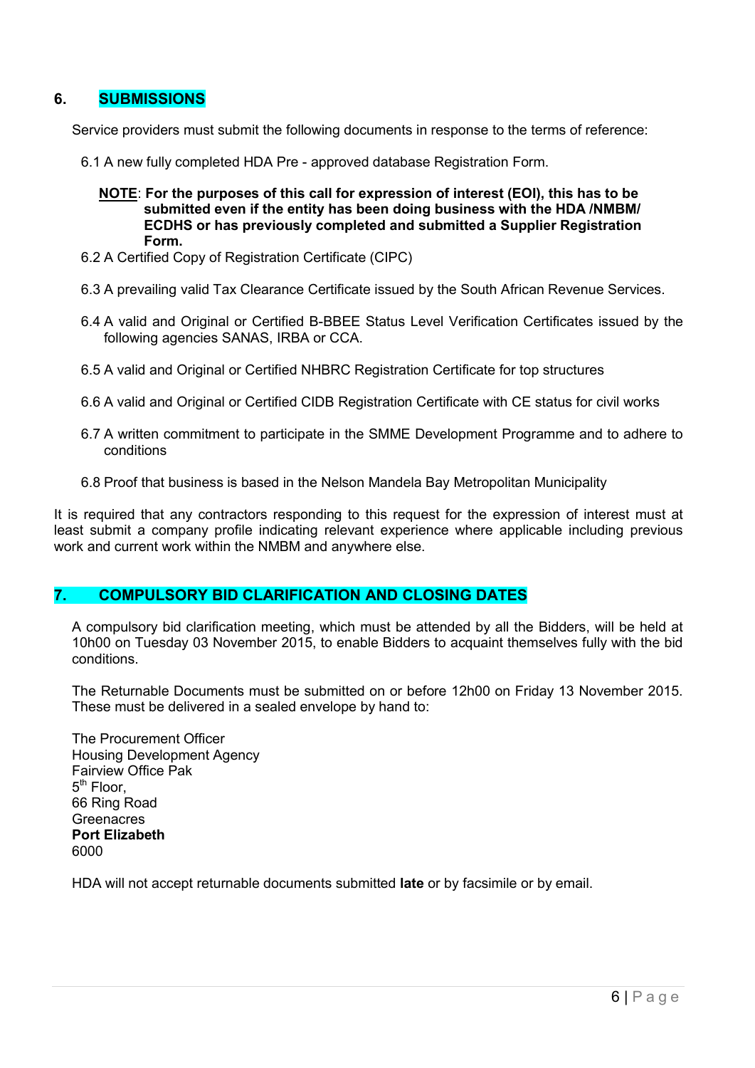## 6. SUBMISSIONS

Service providers must submit the following documents in response to the terms of reference:

6.1 A new fully completed HDA Pre - approved database Registration Form.

**NOTE**: **For the purposes of this call for expression of interest (EOI), this has to be submitted even if the entity has been doing business with the HDA /NMBM/ ECDHS or has previously completed and submitted a Supplier Registration Form.**

6.2 A Certified Copy of Registration Certificate (CIPC)

6.3 A prevailing valid Tax Clearance Certificate issued by the South African Revenue Services.

6.4 A valid and Original or Certified B-BBEE Status Level Verification Certificates issued by the following agencies SANAS, IRBA or CCA.

6.5 A valid and Original or Certified NHBRC Registration Certificate for top structures

6.6 A valid and Original or Certified CIDB Registration Certificate with CE status for civil works

6.7 A written commitment to participate in the SMME Development Programme and to adhere to conditions

6.8 Proof that business is based in the Nelson Mandela Bay Metropolitan Municipality

It is required that any contractors responding to this request for the expression of interest must at least submit a company profile indicating relevant experience where applicable including previous work and current work within the NMBM and anywhere else.

## 7. COMPULSORY BID CLARIFICATION AND CLOSING DATES

A compulsory bid clarification meeting, which must be attended by all the Bidders, will be held at 10h00 on Tuesday 03 November 2015, to enable Bidders to acquaint themselves fully with the bid conditions.

The Returnable Documents must be submitted on or before 12h00 on Friday 13 November 2015. These must be delivered in a sealed envelope by hand to:

The Procurement Officer
Housing Development Agency
Fairview Office Pak
5th Floor,
66 Ring Road
Greenacres
**Port Elizabeth**
6000

HDA will not accept returnable documents submitted **late** or by facsimile or by email.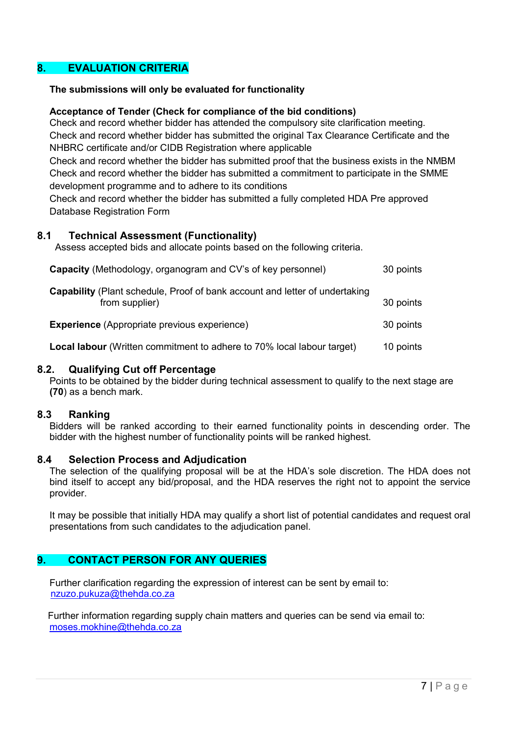## 8. EVALUATION CRITERIA

**The submissions will only be evaluated for functionality**

**Acceptance of Tender (Check for compliance of the bid conditions)**

Check and record whether bidder has attended the compulsory site clarification meeting.

Check and record whether bidder has submitted the original Tax Clearance Certificate and the NHBRC certificate and/or CIDB Registration where applicable

Check and record whether the bidder has submitted proof that the business exists in the NMBM

Check and record whether the bidder has submitted a commitment to participate in the SMME development programme and to adhere to its conditions

Check and record whether the bidder has submitted a fully completed HDA Pre approved Database Registration Form

### 8.1 Technical Assessment (Functionality)

Assess accepted bids and allocate points based on the following criteria.

| | |
|---|---|
| **Capacity** (Methodology, organogram and CV's of key personnel) | 30 points |
| **Capability** (Plant schedule, Proof of bank account and letter of undertaking from supplier) | 30 points |
| **Experience** (Appropriate previous experience) | 30 points |
| **Local labour** (Written commitment to adhere to 70% local labour target) | 10 points |

### 8.2. Qualifying Cut off Percentage

Points to be obtained by the bidder during technical assessment to qualify to the next stage are **(70**) as a bench mark.

### 8.3 Ranking

Bidders will be ranked according to their earned functionality points in descending order. The bidder with the highest number of functionality points will be ranked highest.

### 8.4 Selection Process and Adjudication

The selection of the qualifying proposal will be at the HDA's sole discretion. The HDA does not bind itself to accept any bid/proposal, and the HDA reserves the right not to appoint the service provider.

It may be possible that initially HDA may qualify a short list of potential candidates and request oral presentations from such candidates to the adjudication panel.

## 9. CONTACT PERSON FOR ANY QUERIES

Further clarification regarding the expression of interest can be sent by email to: nzuzo.pukuza@thehda.co.za

Further information regarding supply chain matters and queries can be send via email to: moses.mokhine@thehda.co.za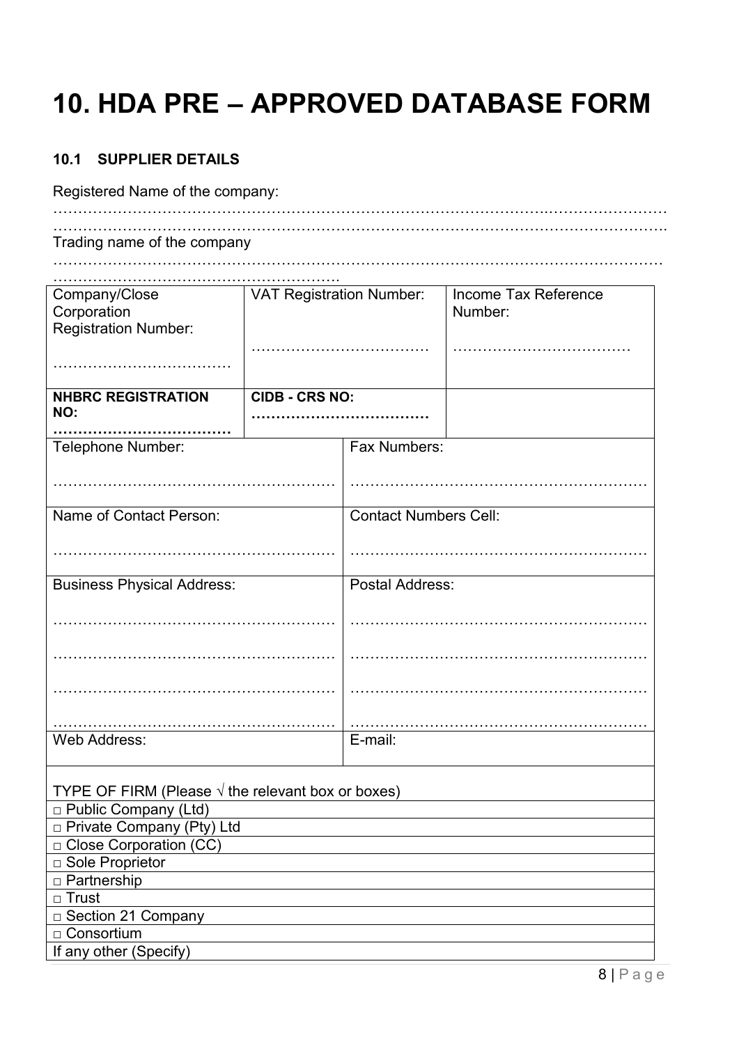# 10. HDA PRE – APPROVED DATABASE FORM

### 10.1 SUPPLIER DETAILS

Registered Name of the company:

……………………………………………………………………………………………………………………
…………………………………………………………………………………………………………………….

Trading name of the company

……………………………………………………………………………………………………………………
………………………………………………….

| Company/Close Corporation Registration Number: ……………………………… | VAT Registration Number: ……………………………… | | Income Tax Reference Number: ……………………………… |
|---|---|---|---|
| **NHBRC REGISTRATION NO: ………………………………** | **CIDB - CRS NO: ………………………………** | | |
| Telephone Number: ………………………………………………… | | Fax Numbers: …………………………………………………… | |
| Name of Contact Person: ………………………………………………… | | Contact Numbers Cell: …………………………………………………… | |
| Business Physical Address: ………………………………………………… ………………………………………………… ………………………………………………… ………………………………………………… | | Postal Address: …………………………………………………… …………………………………………………… …………………………………………………… …………………………………………………… | |
| Web Address: | | E-mail: | |
| TYPE OF FIRM (Please √ the relevant box or boxes) | | | |
| □ Public Company (Ltd) | | | |
| □ Private Company (Pty) Ltd | | | |
| □ Close Corporation (CC) | | | |
| □ Sole Proprietor | | | |
| □ Partnership | | | |
| □ Trust | | | |
| □ Section 21 Company | | | |
| □ Consortium | | | |
| If any other (Specify) | | | |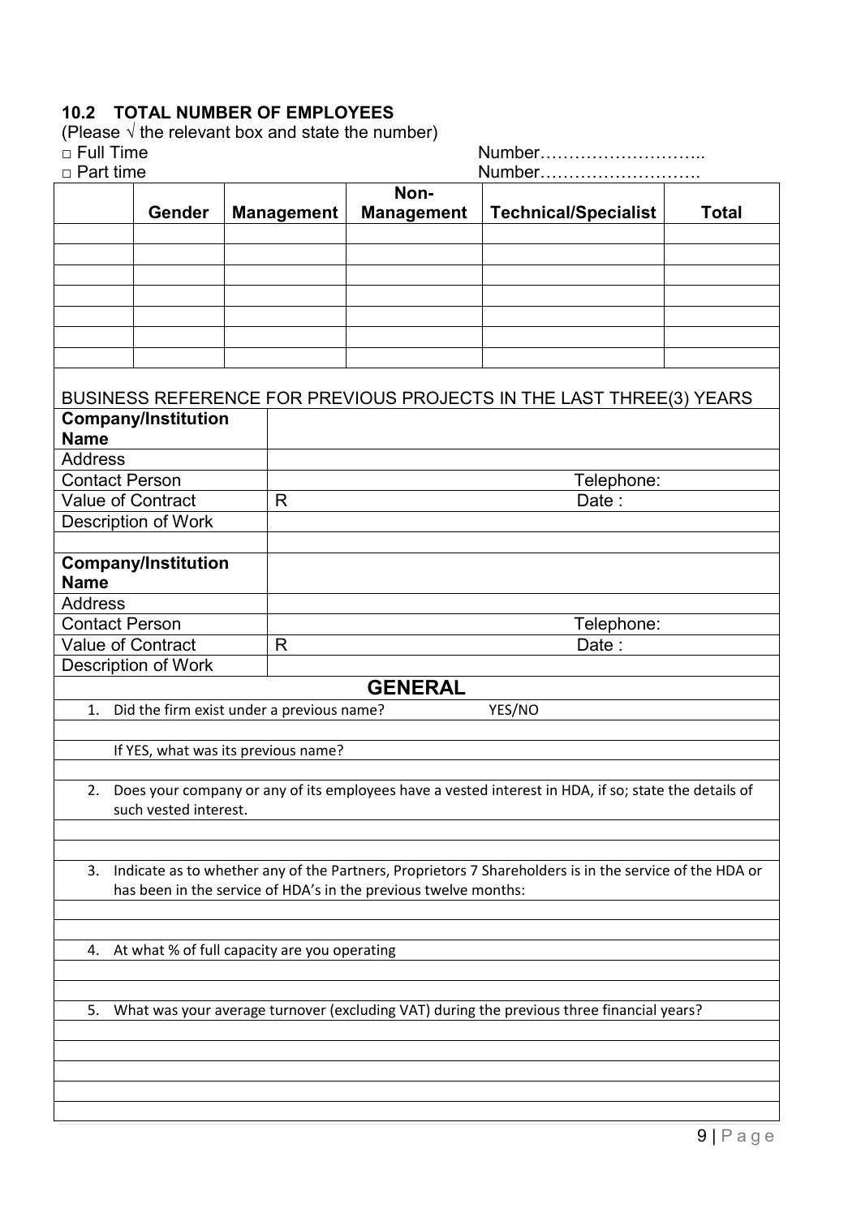## 10.2 TOTAL NUMBER OF EMPLOYEES

(Please √ the relevant box and state the number)

□ Full Time Number………………………..

□ Part time Number……………………….

| | Gender | Management | Non-Management | Technical/Specialist | Total |
|---|---|---|---|---|---|
| | | | | | |
| | | | | | |
| | | | | | |
| | | | | | |
| | | | | | |
| | | | | | |
| | | | | | |

BUSINESS REFERENCE FOR PREVIOUS PROJECTS IN THE LAST THREE(3) YEARS

| | | |
|---|---|---|
| **Company/Institution Name** | | |
| Address | | |
| Contact Person | | Telephone: |
| Value of Contract | R | Date : |
| Description of Work | | |
| | | |
| **Company/Institution Name** | | |
| Address | | |
| Contact Person | | Telephone: |
| Value of Contract | R | Date : |
| Description of Work | | |

## GENERAL

1. Did the firm exist under a previous name? YES/NO

   If YES, what was its previous name?

2. Does your company or any of its employees have a vested interest in HDA, if so; state the details of such vested interest.

3. Indicate as to whether any of the Partners, Proprietors 7 Shareholders is in the service of the HDA or has been in the service of HDA's in the previous twelve months:

4. At what % of full capacity are you operating

5. What was your average turnover (excluding VAT) during the previous three financial years?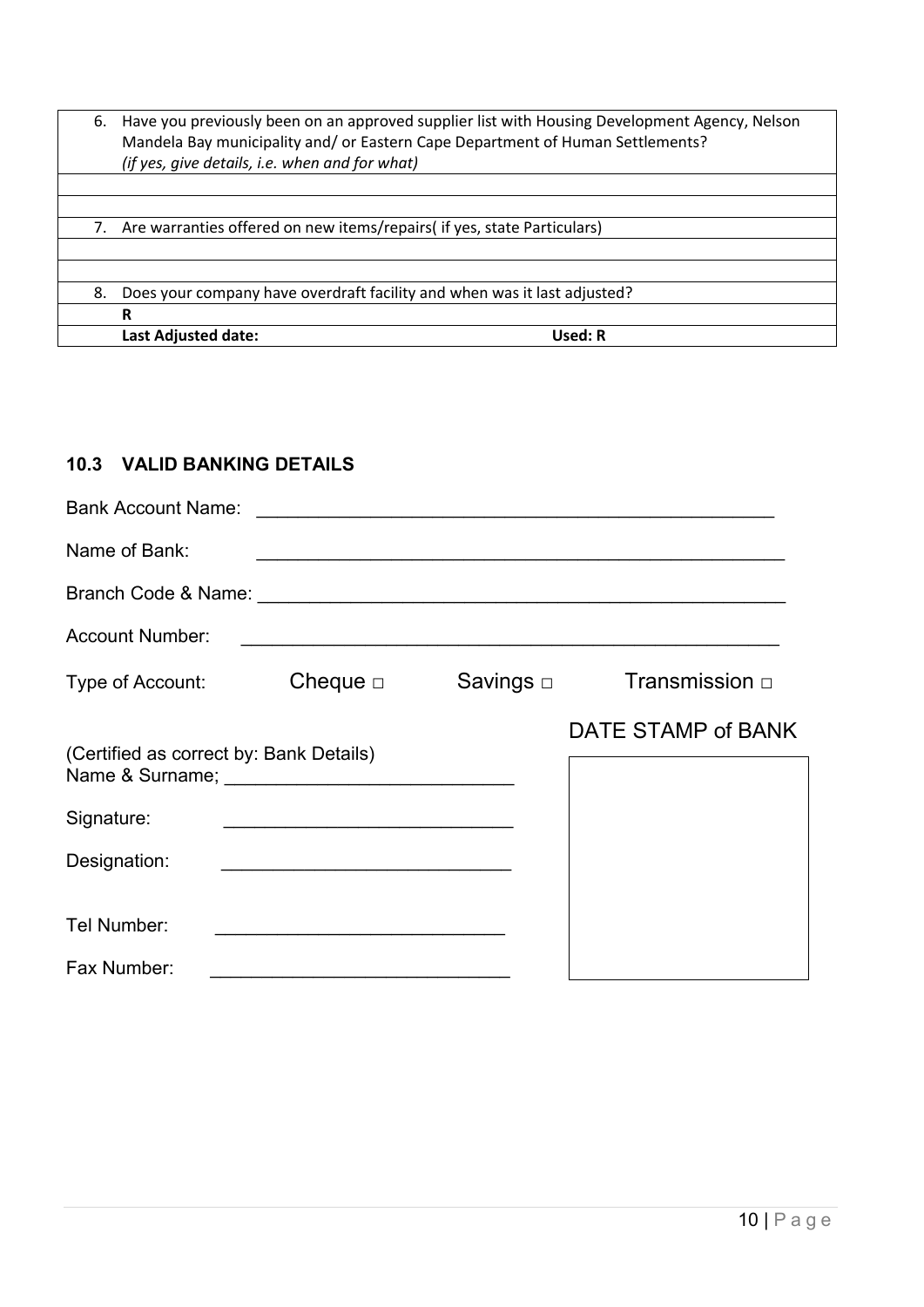| | |
|---|---|
| 6. Have you previously been on an approved supplier list with Housing Development Agency, Nelson Mandela Bay municipality and/ or Eastern Cape Department of Human Settlements? *(if yes, give details, i.e. when and for what)* | |
| | |
| | |
| 7. Are warranties offered on new items/repairs( if yes, state Particulars) | |
| | |
| | |
| 8. Does your company have overdraft facility and when was it last adjusted? | |
| **R** | |
| **Last Adjusted date:** | **Used: R** |

### 10.3 VALID BANKING DETAILS

Bank Account Name: ____________________________________________________

Name of Bank: ____________________________________________________

Branch Code & Name: ____________________________________________________

Account Number: ____________________________________________________

Type of Account: Cheque □ Savings □ Transmission □

(Certified as correct by: Bank Details)

Name & Surname; ___________________________

Signature: ___________________________

Designation: ___________________________

Tel Number: ___________________________

Fax Number: ___________________________

DATE STAMP of BANK

| |
|---|
| |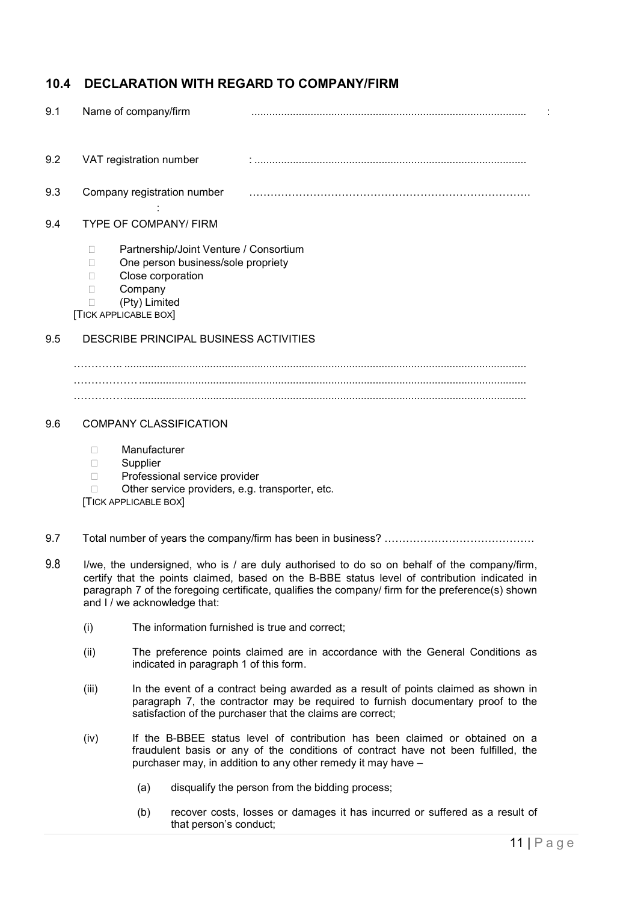## 10.4 DECLARATION WITH REGARD TO COMPANY/FIRM

9.1 Name of company/firm ............................................................................................. :

9.2 VAT registration number : ..........................................................................................

9.3 Company registration number ……………………………………………………………………. :

9.4 TYPE OF COMPANY/ FIRM

- Partnership/Joint Venture / Consortium
- One person business/sole propriety
- Close corporation
- Company
- (Pty) Limited

[TICK APPLICABLE BOX]

9.5 DESCRIBE PRINCIPAL BUSINESS ACTIVITIES

………….. ......................................................................................................................................
……………. .................................................................................................................................
……………......................................................................................................................................

9.6 COMPANY CLASSIFICATION

- Manufacturer
- Supplier
- Professional service provider
- Other service providers, e.g. transporter, etc.

[TICK APPLICABLE BOX]

9.7 Total number of years the company/firm has been in business? ……………………………………

9.8 I/we, the undersigned, who is / are duly authorised to do so on behalf of the company/firm, certify that the points claimed, based on the B-BBE status level of contribution indicated in paragraph 7 of the foregoing certificate, qualifies the company/ firm for the preference(s) shown and I / we acknowledge that:

(i) The information furnished is true and correct;

(ii) The preference points claimed are in accordance with the General Conditions as indicated in paragraph 1 of this form.

(iii) In the event of a contract being awarded as a result of points claimed as shown in paragraph 7, the contractor may be required to furnish documentary proof to the satisfaction of the purchaser that the claims are correct;

(iv) If the B-BBEE status level of contribution has been claimed or obtained on a fraudulent basis or any of the conditions of contract have not been fulfilled, the purchaser may, in addition to any other remedy it may have –

(a) disqualify the person from the bidding process;

(b) recover costs, losses or damages it has incurred or suffered as a result of that person's conduct;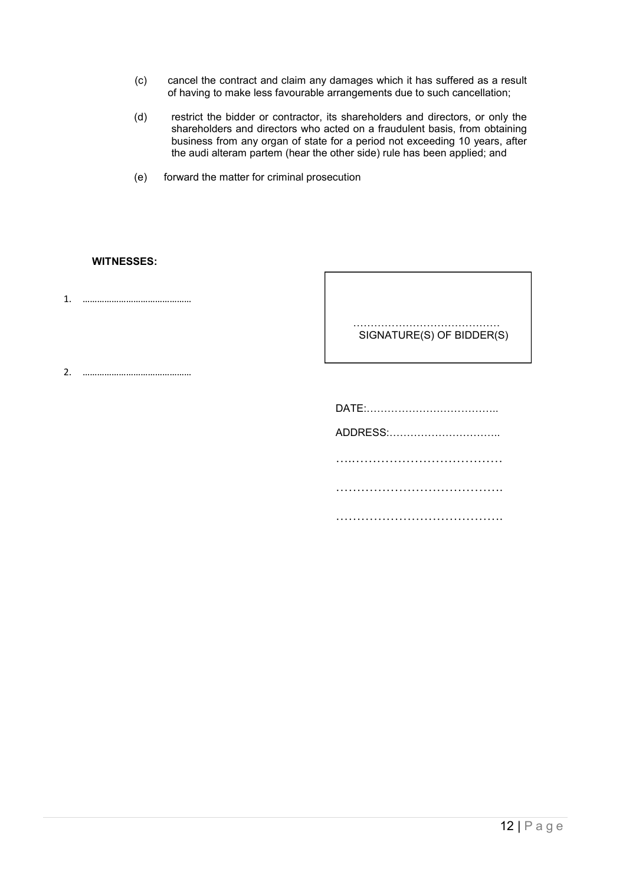(c) cancel the contract and claim any damages which it has suffered as a result of having to make less favourable arrangements due to such cancellation;

(d) restrict the bidder or contractor, its shareholders and directors, or only the shareholders and directors who acted on a fraudulent basis, from obtaining business from any organ of state for a period not exceeding 10 years, after the audi alteram partem (hear the other side) rule has been applied; and

(e) forward the matter for criminal prosecution

**WITNESSES:**

1. ……………………………………

2. ……………………………………

……………………………………
SIGNATURE(S) OF BIDDER(S)

DATE:………………………………..

ADDRESS:…………………………..

……………………………………

……………………………………

……………………………………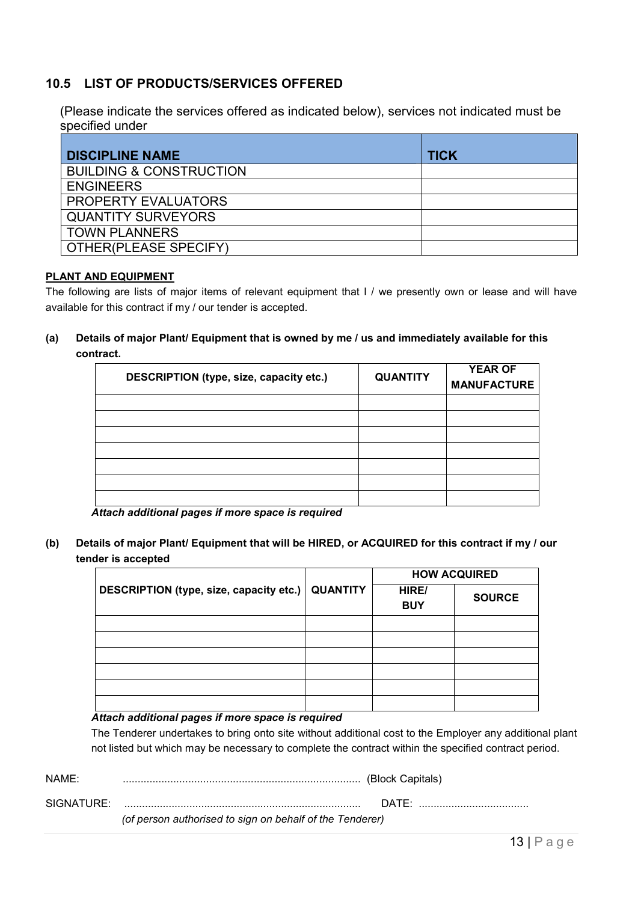## 10.5 LIST OF PRODUCTS/SERVICES OFFERED

(Please indicate the services offered as indicated below), services not indicated must be specified under

| DISCIPLINE NAME | TICK |
|---|---|
| BUILDING & CONSTRUCTION | |
| ENGINEERS | |
| PROPERTY EVALUATORS | |
| QUANTITY SURVEYORS | |
| TOWN PLANNERS | |
| OTHER(PLEASE SPECIFY) | |

**PLANT AND EQUIPMENT**

The following are lists of major items of relevant equipment that I / we presently own or lease and will have available for this contract if my / our tender is accepted.

**(a) Details of major Plant/ Equipment that is owned by me / us and immediately available for this contract.**

| DESCRIPTION (type, size, capacity etc.) | QUANTITY | YEAR OF MANUFACTURE |
|---|---|---|
| | | |
| | | |
| | | |
| | | |
| | | |
| | | |
| | | |

***Attach additional pages if more space is required***

**(b) Details of major Plant/ Equipment that will be HIRED, or ACQUIRED for this contract if my / our tender is accepted**

| DESCRIPTION (type, size, capacity etc.) | QUANTITY | HOW ACQUIRED | |
|---|---|---|---|
| | | HIRE/ BUY | SOURCE |
| | | | |
| | | | |
| | | | |
| | | | |
| | | | |
| | | | |

***Attach additional pages if more space is required***

The Tenderer undertakes to bring onto site without additional cost to the Employer any additional plant not listed but which may be necessary to complete the contract within the specified contract period.

NAME: ............................................................................... (Block Capitals)

SIGNATURE: ............................................................................... DATE: ....................................

*(of person authorised to sign on behalf of the Tenderer)*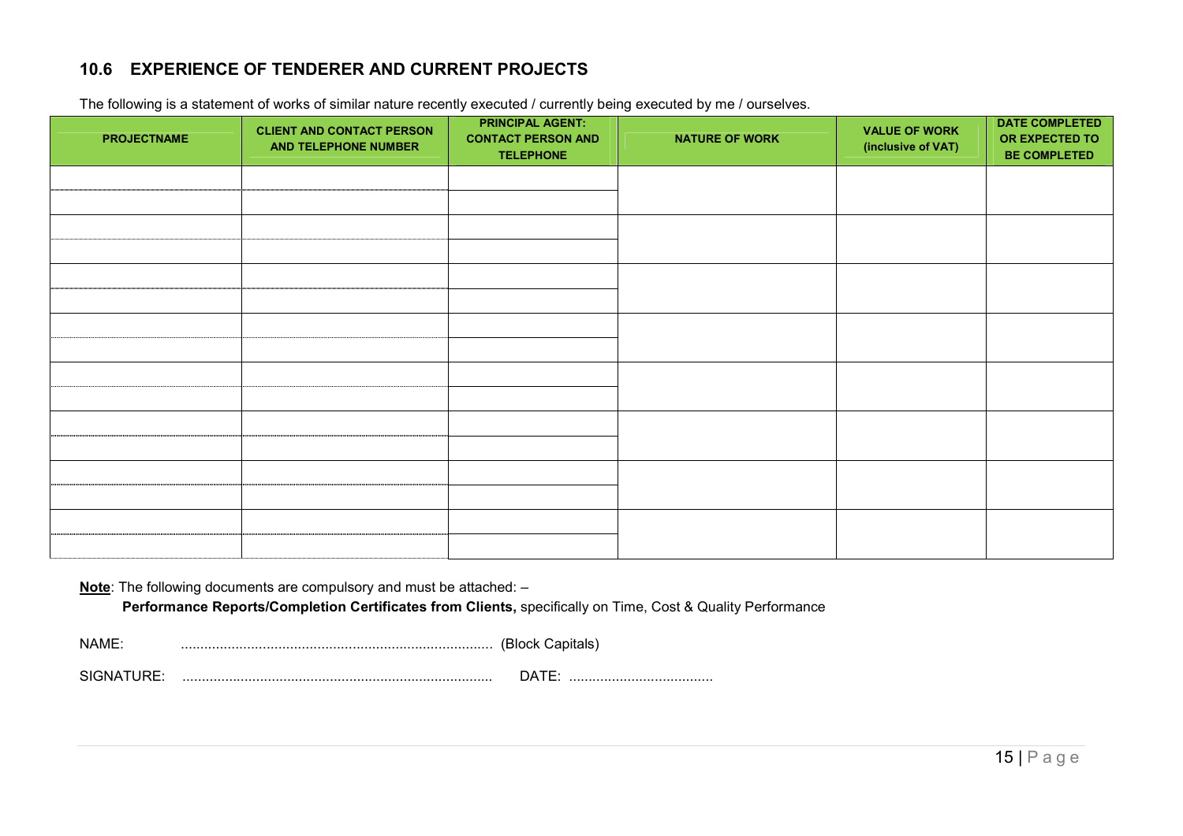## 10.6 EXPERIENCE OF TENDERER AND CURRENT PROJECTS

The following is a statement of works of similar nature recently executed / currently being executed by me / ourselves.

| PROJECTNAME | CLIENT AND CONTACT PERSON AND TELEPHONE NUMBER | PRINCIPAL AGENT: CONTACT PERSON AND TELEPHONE | NATURE OF WORK | VALUE OF WORK (inclusive of VAT) | DATE COMPLETED OR EXPECTED TO BE COMPLETED |
|---|---|---|---|---|---|
| | | | | | |
| | | | | | |
| | | | | | |
| | | | | | |
| | | | | | |
| | | | | | |
| | | | | | |
| | | | | | |
| | | | | | |
| | | | | | |
| | | | | | |
| | | | | | |
| | | | | | |
| | | | | | |
| | | | | | |
| | | | | | |

**Note**: The following documents are compulsory and must be attached: –

**Performance Reports/Completion Certificates from Clients,** specifically on Time, Cost & Quality Performance

NAME: ................................................................................ (Block Capitals)

SIGNATURE: ................................................................................ DATE: .....................................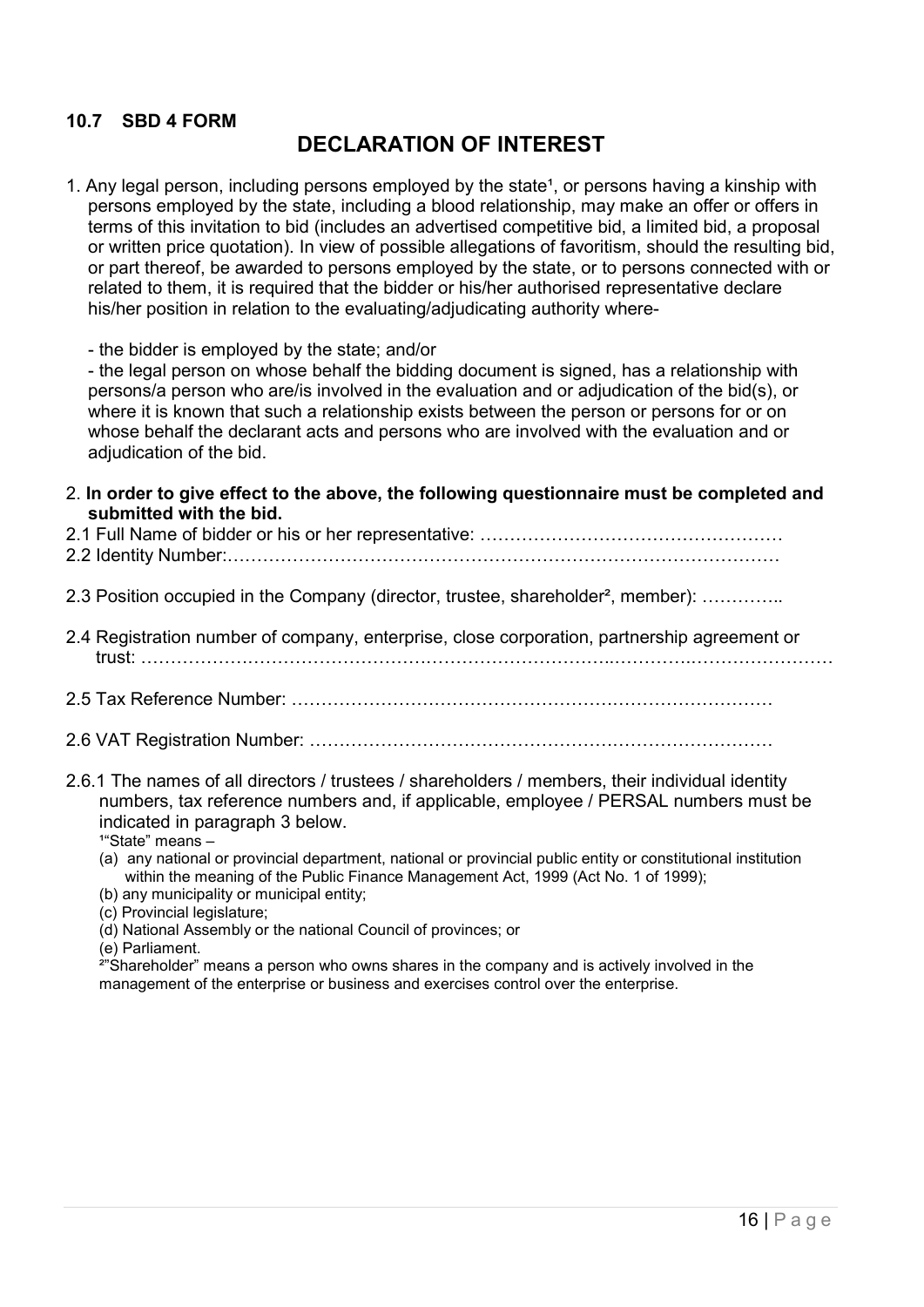### 10.7 SBD 4 FORM

## DECLARATION OF INTEREST

1. Any legal person, including persons employed by the state[1], or persons having a kinship with persons employed by the state, including a blood relationship, may make an offer or offers in terms of this invitation to bid (includes an advertised competitive bid, a limited bid, a proposal or written price quotation). In view of possible allegations of favoritism, should the resulting bid, or part thereof, be awarded to persons employed by the state, or to persons connected with or related to them, it is required that the bidder or his/her authorised representative declare his/her position in relation to the evaluating/adjudicating authority where-

   - the bidder is employed by the state; and/or
   - the legal person on whose behalf the bidding document is signed, has a relationship with persons/a person who are/is involved in the evaluation and or adjudication of the bid(s), or where it is known that such a relationship exists between the person or persons for or on whose behalf the declarant acts and persons who are involved with the evaluation and or adjudication of the bid.

2. **In order to give effect to the above, the following questionnaire must be completed and submitted with the bid.**

2.1 Full Name of bidder or his or her representative: ……………………………………………

2.2 Identity Number:………………………………………………………………………………

2.3 Position occupied in the Company (director, trustee, shareholder[2], member): …………..

2.4 Registration number of company, enterprise, close corporation, partnership agreement or trust: ………………………………………………………………………………………………………

2.5 Tax Reference Number: ………………………………………………………………………

2.6 VAT Registration Number: ……………………………………………………………………

2.6.1 The names of all directors / trustees / shareholders / members, their individual identity numbers, tax reference numbers and, if applicable, employee / PERSAL numbers must be indicated in paragraph 3 below.

[1]"State" means –
(a) any national or provincial department, national or provincial public entity or constitutional institution within the meaning of the Public Finance Management Act, 1999 (Act No. 1 of 1999);
(b) any municipality or municipal entity;
(c) Provincial legislature;
(d) National Assembly or the national Council of provinces; or
(e) Parliament.

[2]"Shareholder" means a person who owns shares in the company and is actively involved in the management of the enterprise or business and exercises control over the enterprise.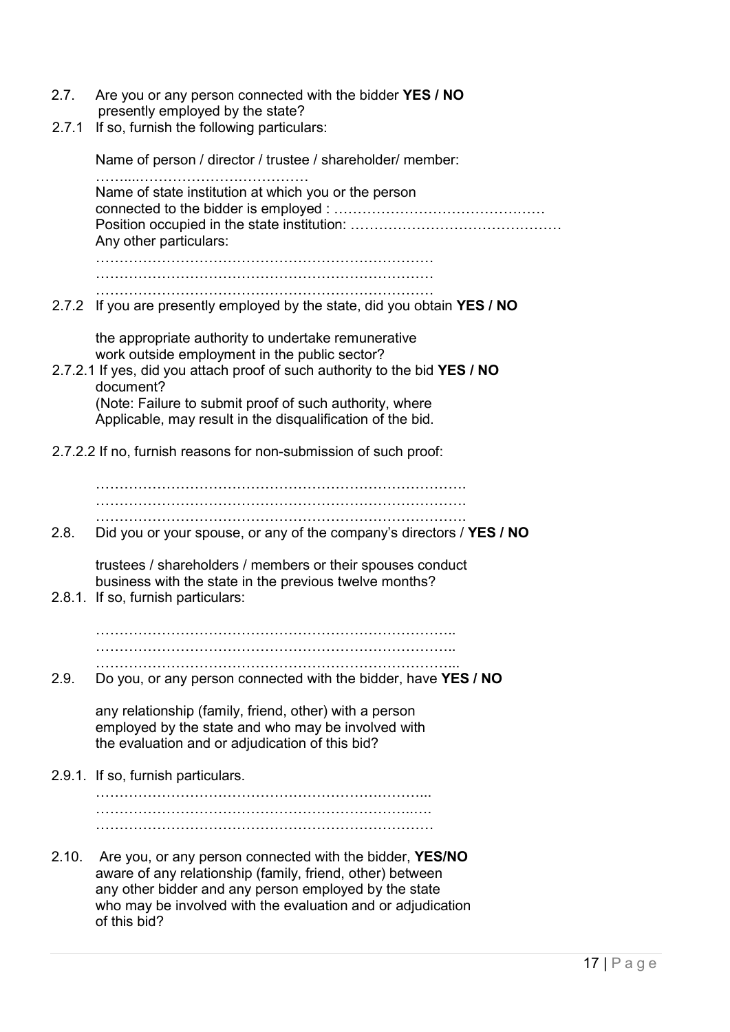2.7. Are you or any person connected with the bidder **YES / NO** presently employed by the state?

2.7.1 If so, furnish the following particulars:

Name of person / director / trustee / shareholder/ member: ……...………………………………

Name of state institution at which you or the person connected to the bidder is employed : ………………………………………

Position occupied in the state institution: ………………………………………

Any other particulars:

………………………………………………………………

………………………………………………………………

………………………………………………………………

2.7.2 If you are presently employed by the state, did you obtain **YES / NO** the appropriate authority to undertake remunerative work outside employment in the public sector?

2.7.2.1 If yes, did you attach proof of such authority to the bid **YES / NO** document?

(Note: Failure to submit proof of such authority, where Applicable, may result in the disqualification of the bid.

2.7.2.2 If no, furnish reasons for non-submission of such proof:

…………………………………………………………………….

…………………………………………………………………….

…………………………………………………………………….

2.8. Did you or your spouse, or any of the company's directors / **YES / NO** trustees / shareholders / members or their spouses conduct business with the state in the previous twelve months?

2.8.1. If so, furnish particulars:

…………………………………………………………………..

…………………………………………………………………..

…………………………………………………………………...

2.9. Do you, or any person connected with the bidder, have **YES / NO** any relationship (family, friend, other) with a person employed by the state and who may be involved with the evaluation and or adjudication of this bid?

2.9.1. If so, furnish particulars.

……………………………………………………………...

…………………………………………………………..…

………………………………………………………………

2.10. Are you, or any person connected with the bidder, **YES/NO** aware of any relationship (family, friend, other) between any other bidder and any person employed by the state who may be involved with the evaluation and or adjudication of this bid?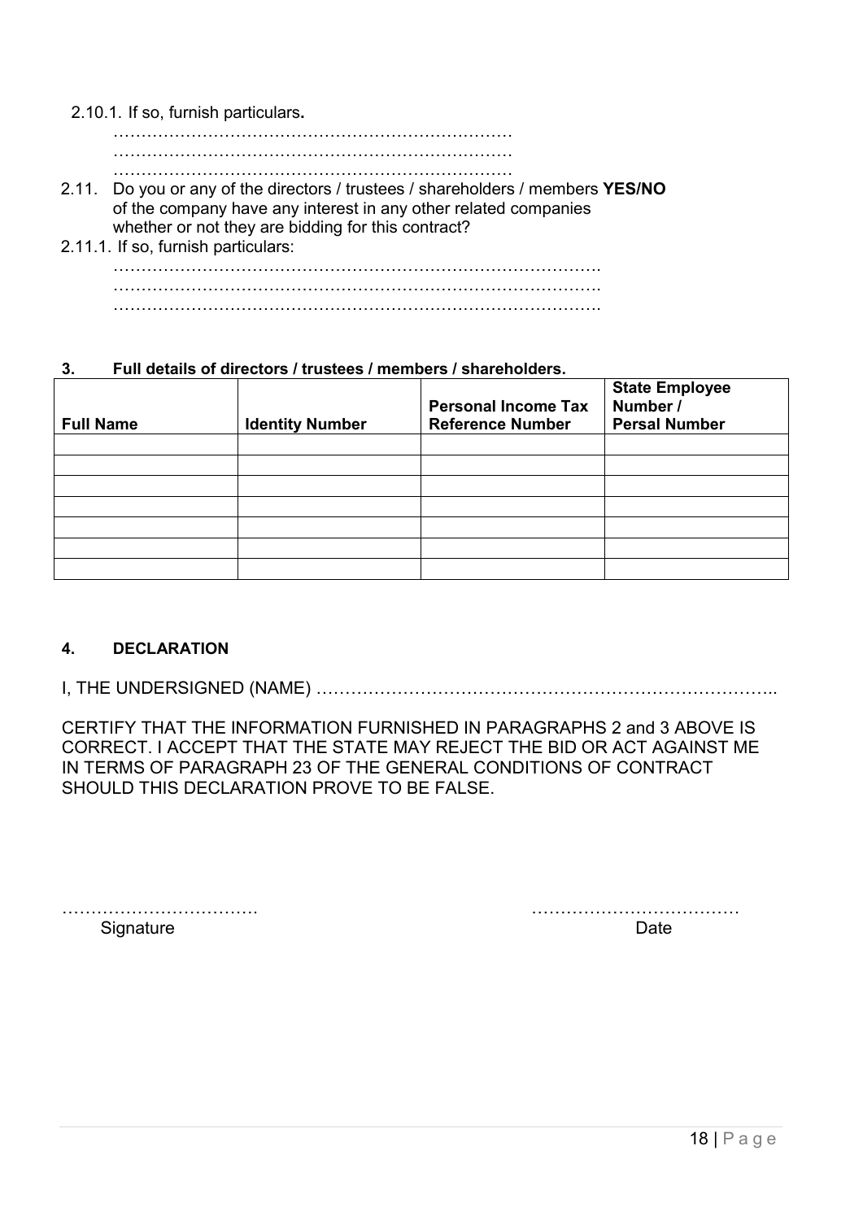2.10.1. If so, furnish particulars**.**

………………………………………………………………
………………………………………………………………
………………………………………………………………

2.11. Do you or any of the directors / trustees / shareholders / members **YES/NO** of the company have any interest in any other related companies whether or not they are bidding for this contract?

2.11.1. If so, furnish particulars:

…………………………………………………………………………….
…………………………………………………………………………….
…………………………………………………………………………….

**3. Full details of directors / trustees / members / shareholders.**

| **Full Name** | **Identity Number** | **Personal Income Tax Reference Number** | **State Employee Number / Persal Number** |
|---|---|---|---|
| | | | |
| | | | |
| | | | |
| | | | |
| | | | |
| | | | |
| | | | |

**4. DECLARATION**

I, THE UNDERSIGNED (NAME) ……………………………………………………………………..

CERTIFY THAT THE INFORMATION FURNISHED IN PARAGRAPHS 2 and 3 ABOVE IS CORRECT. I ACCEPT THAT THE STATE MAY REJECT THE BID OR ACT AGAINST ME IN TERMS OF PARAGRAPH 23 OF THE GENERAL CONDITIONS OF CONTRACT SHOULD THIS DECLARATION PROVE TO BE FALSE.

…………………………….  
Signature

………………………………  
Date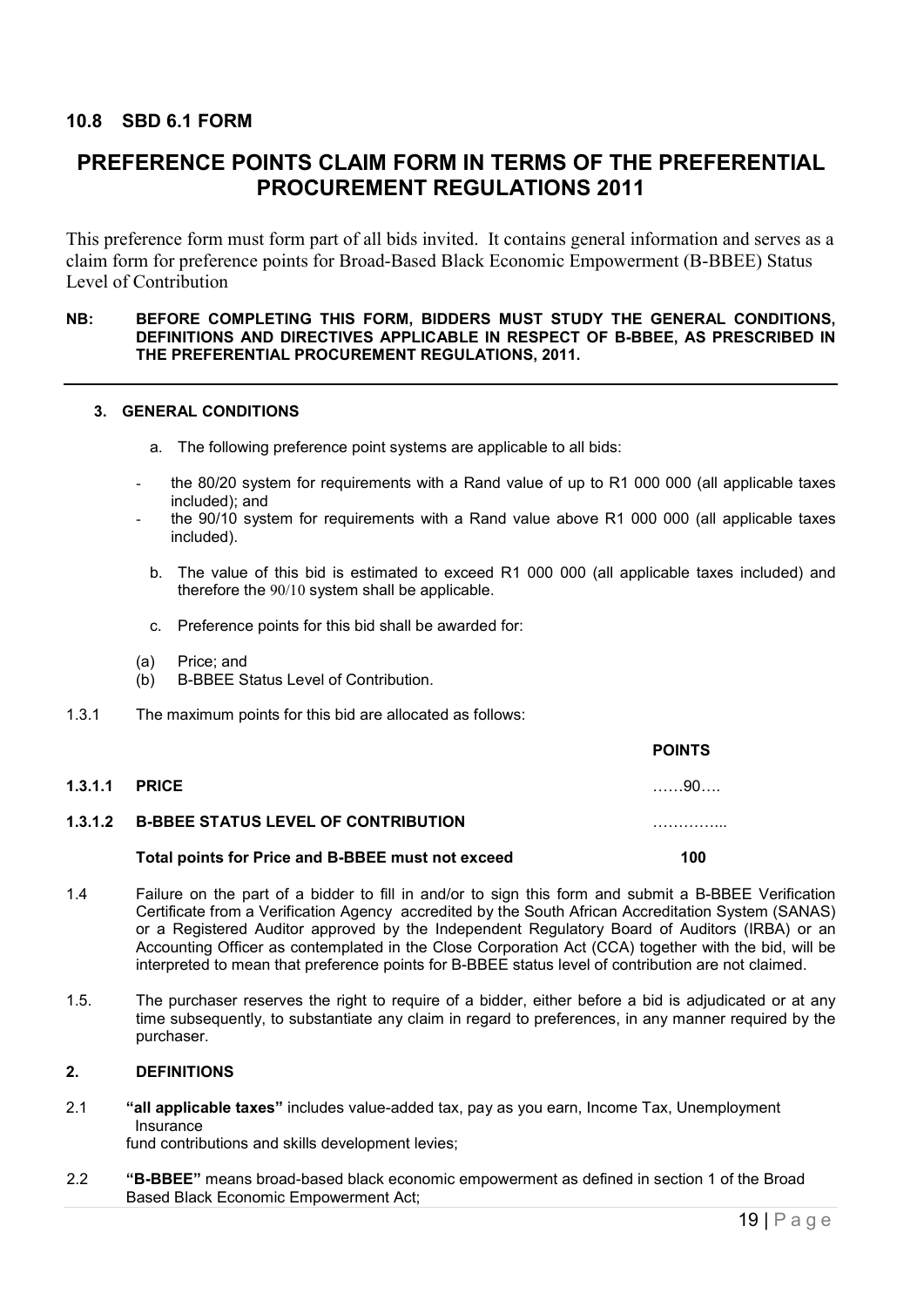## 10.8 SBD 6.1 FORM

# PREFERENCE POINTS CLAIM FORM IN TERMS OF THE PREFERENTIAL PROCUREMENT REGULATIONS 2011

This preference form must form part of all bids invited. It contains general information and serves as a claim form for preference points for Broad-Based Black Economic Empowerment (B-BBEE) Status Level of Contribution

**NB: BEFORE COMPLETING THIS FORM, BIDDERS MUST STUDY THE GENERAL CONDITIONS, DEFINITIONS AND DIRECTIVES APPLICABLE IN RESPECT OF B-BBEE, AS PRESCRIBED IN THE PREFERENTIAL PROCUREMENT REGULATIONS, 2011.**

---

### 3. GENERAL CONDITIONS

a. The following preference point systems are applicable to all bids:

- the 80/20 system for requirements with a Rand value of up to R1 000 000 (all applicable taxes included); and
- the 90/10 system for requirements with a Rand value above R1 000 000 (all applicable taxes included).

b. The value of this bid is estimated to exceed R1 000 000 (all applicable taxes included) and therefore the 90/10 system shall be applicable.

c. Preference points for this bid shall be awarded for:

(a) Price; and
(b) B-BBEE Status Level of Contribution.

1.3.1 The maximum points for this bid are allocated as follows:

| | | **POINTS** |
|---|---|---|
| **1.3.1.1** | **PRICE** | ……90…. |
| **1.3.1.2** | **B-BBEE STATUS LEVEL OF CONTRIBUTION** | …………... |
| | **Total points for Price and B-BBEE must not exceed** | **100** |

1.4 Failure on the part of a bidder to fill in and/or to sign this form and submit a B-BBEE Verification Certificate from a Verification Agency accredited by the South African Accreditation System (SANAS) or a Registered Auditor approved by the Independent Regulatory Board of Auditors (IRBA) or an Accounting Officer as contemplated in the Close Corporation Act (CCA) together with the bid, will be interpreted to mean that preference points for B-BBEE status level of contribution are not claimed.

1.5. The purchaser reserves the right to require of a bidder, either before a bid is adjudicated or at any time subsequently, to substantiate any claim in regard to preferences, in any manner required by the purchaser.

### 2. DEFINITIONS

2.1 **"all applicable taxes"** includes value-added tax, pay as you earn, Income Tax, Unemployment Insurance fund contributions and skills development levies;

2.2 **"B-BBEE"** means broad-based black economic empowerment as defined in section 1 of the Broad Based Black Economic Empowerment Act;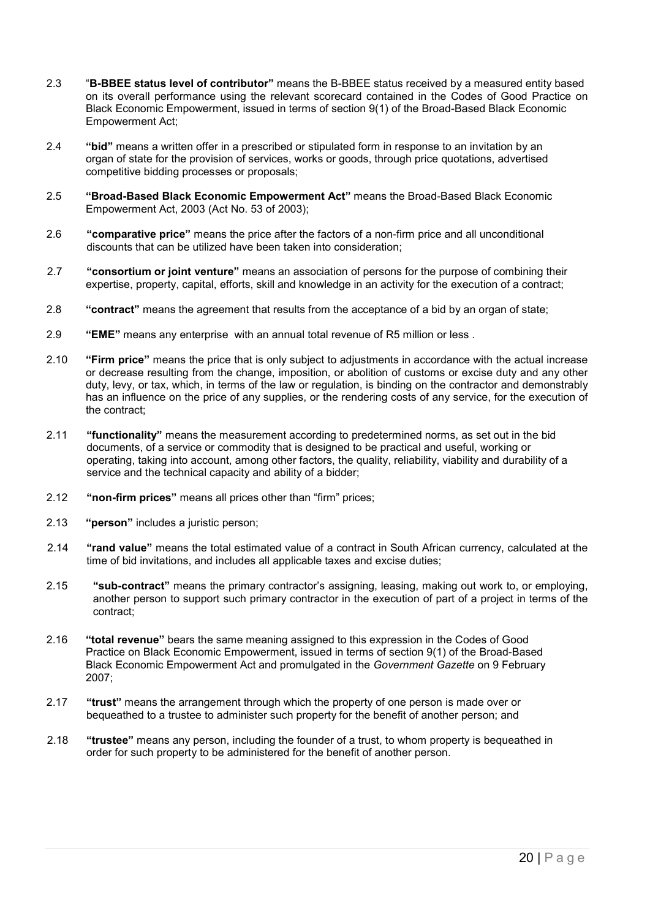2.3 "**B-BBEE status level of contributor"** means the B-BBEE status received by a measured entity based on its overall performance using the relevant scorecard contained in the Codes of Good Practice on Black Economic Empowerment, issued in terms of section 9(1) of the Broad-Based Black Economic Empowerment Act;

2.4 **"bid"** means a written offer in a prescribed or stipulated form in response to an invitation by an organ of state for the provision of services, works or goods, through price quotations, advertised competitive bidding processes or proposals;

2.5 **"Broad-Based Black Economic Empowerment Act"** means the Broad-Based Black Economic Empowerment Act, 2003 (Act No. 53 of 2003);

2.6 **"comparative price"** means the price after the factors of a non-firm price and all unconditional discounts that can be utilized have been taken into consideration;

2.7 **"consortium or joint venture"** means an association of persons for the purpose of combining their expertise, property, capital, efforts, skill and knowledge in an activity for the execution of a contract;

2.8 **"contract"** means the agreement that results from the acceptance of a bid by an organ of state;

2.9 **"EME"** means any enterprise with an annual total revenue of R5 million or less .

2.10 **"Firm price"** means the price that is only subject to adjustments in accordance with the actual increase or decrease resulting from the change, imposition, or abolition of customs or excise duty and any other duty, levy, or tax, which, in terms of the law or regulation, is binding on the contractor and demonstrably has an influence on the price of any supplies, or the rendering costs of any service, for the execution of the contract;

2.11 **"functionality"** means the measurement according to predetermined norms, as set out in the bid documents, of a service or commodity that is designed to be practical and useful, working or operating, taking into account, among other factors, the quality, reliability, viability and durability of a service and the technical capacity and ability of a bidder;

2.12 **"non-firm prices"** means all prices other than "firm" prices;

2.13 **"person"** includes a juristic person;

2.14 **"rand value"** means the total estimated value of a contract in South African currency, calculated at the time of bid invitations, and includes all applicable taxes and excise duties;

2.15 **"sub-contract"** means the primary contractor's assigning, leasing, making out work to, or employing, another person to support such primary contractor in the execution of part of a project in terms of the contract;

2.16 **"total revenue"** bears the same meaning assigned to this expression in the Codes of Good Practice on Black Economic Empowerment, issued in terms of section 9(1) of the Broad-Based Black Economic Empowerment Act and promulgated in the *Government Gazette* on 9 February 2007;

2.17 **"trust"** means the arrangement through which the property of one person is made over or bequeathed to a trustee to administer such property for the benefit of another person; and

2.18 **"trustee"** means any person, including the founder of a trust, to whom property is bequeathed in order for such property to be administered for the benefit of another person.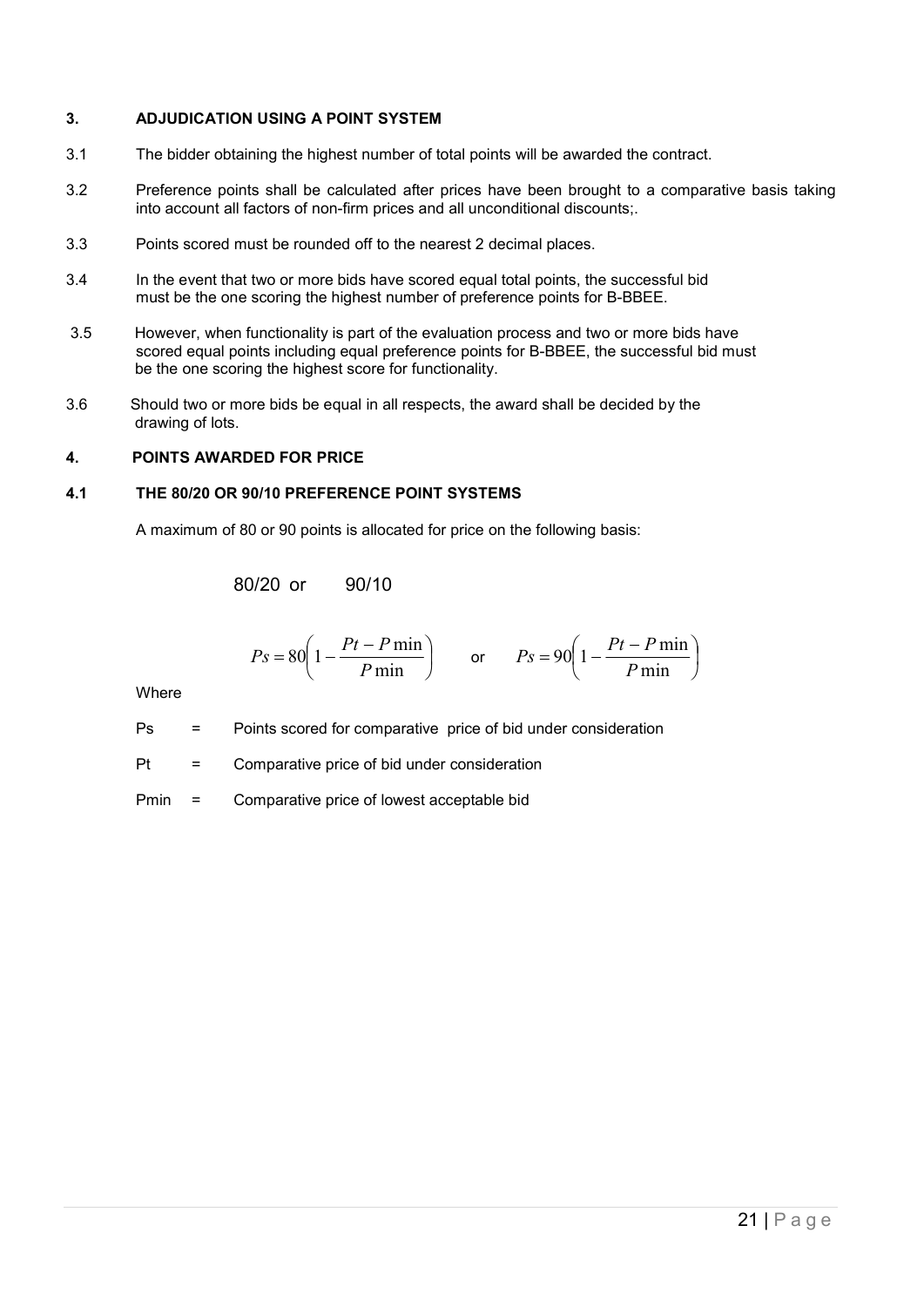## 3. ADJUDICATION USING A POINT SYSTEM

3.1 The bidder obtaining the highest number of total points will be awarded the contract.

3.2 Preference points shall be calculated after prices have been brought to a comparative basis taking into account all factors of non-firm prices and all unconditional discounts;.

3.3 Points scored must be rounded off to the nearest 2 decimal places.

3.4 In the event that two or more bids have scored equal total points, the successful bid must be the one scoring the highest number of preference points for B-BBEE.

3.5 However, when functionality is part of the evaluation process and two or more bids have scored equal points including equal preference points for B-BBEE, the successful bid must be the one scoring the highest score for functionality.

3.6 Should two or more bids be equal in all respects, the award shall be decided by the drawing of lots.

## 4. POINTS AWARDED FOR PRICE

### 4.1 THE 80/20 OR 90/10 PREFERENCE POINT SYSTEMS

A maximum of 80 or 90 points is allocated for price on the following basis:

80/20 or 90/10

$$Ps = 80\left(1 - \frac{Pt - P\min}{P\min}\right) \quad \text{or} \quad Ps = 90\left(1 - \frac{Pt - P\min}{P\min}\right)$$

Where

Ps = Points scored for comparative price of bid under consideration

Pt = Comparative price of bid under consideration

Pmin = Comparative price of lowest acceptable bid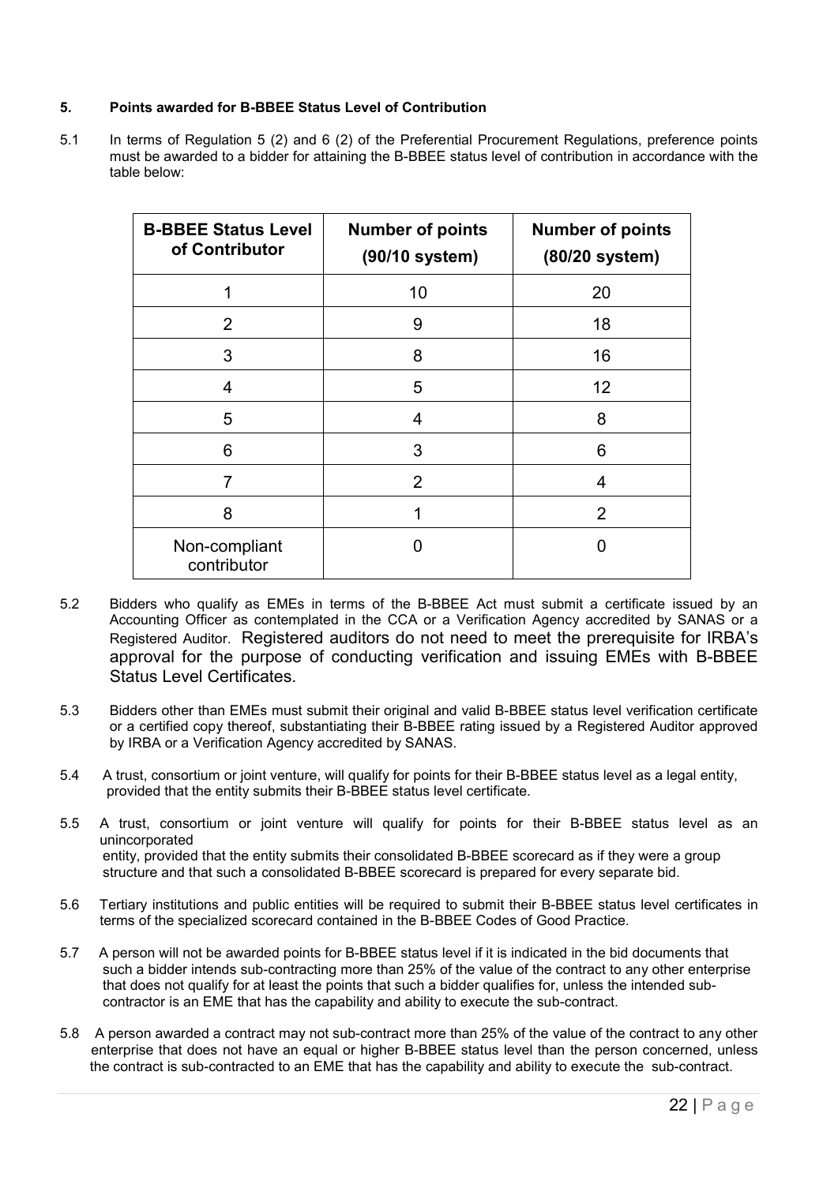## 5. Points awarded for B-BBEE Status Level of Contribution

5.1 In terms of Regulation 5 (2) and 6 (2) of the Preferential Procurement Regulations, preference points must be awarded to a bidder for attaining the B-BBEE status level of contribution in accordance with the table below:

| B-BBEE Status Level of Contributor | Number of points (90/10 system) | Number of points (80/20 system) |
|---|---|---|
| 1 | 10 | 20 |
| 2 | 9 | 18 |
| 3 | 8 | 16 |
| 4 | 5 | 12 |
| 5 | 4 | 8 |
| 6 | 3 | 6 |
| 7 | 2 | 4 |
| 8 | 1 | 2 |
| Non-compliant contributor | 0 | 0 |

5.2 Bidders who qualify as EMEs in terms of the B-BBEE Act must submit a certificate issued by an Accounting Officer as contemplated in the CCA or a Verification Agency accredited by SANAS or a Registered Auditor. Registered auditors do not need to meet the prerequisite for IRBA's approval for the purpose of conducting verification and issuing EMEs with B-BBEE Status Level Certificates.

5.3 Bidders other than EMEs must submit their original and valid B-BBEE status level verification certificate or a certified copy thereof, substantiating their B-BBEE rating issued by a Registered Auditor approved by IRBA or a Verification Agency accredited by SANAS.

5.4 A trust, consortium or joint venture, will qualify for points for their B-BBEE status level as a legal entity, provided that the entity submits their B-BBEE status level certificate.

5.5 A trust, consortium or joint venture will qualify for points for their B-BBEE status level as an unincorporated entity, provided that the entity submits their consolidated B-BBEE scorecard as if they were a group structure and that such a consolidated B-BBEE scorecard is prepared for every separate bid.

5.6 Tertiary institutions and public entities will be required to submit their B-BBEE status level certificates in terms of the specialized scorecard contained in the B-BBEE Codes of Good Practice.

5.7 A person will not be awarded points for B-BBEE status level if it is indicated in the bid documents that such a bidder intends sub-contracting more than 25% of the value of the contract to any other enterprise that does not qualify for at least the points that such a bidder qualifies for, unless the intended sub-contractor is an EME that has the capability and ability to execute the sub-contract.

5.8 A person awarded a contract may not sub-contract more than 25% of the value of the contract to any other enterprise that does not have an equal or higher B-BBEE status level than the person concerned, unless the contract is sub-contracted to an EME that has the capability and ability to execute the sub-contract.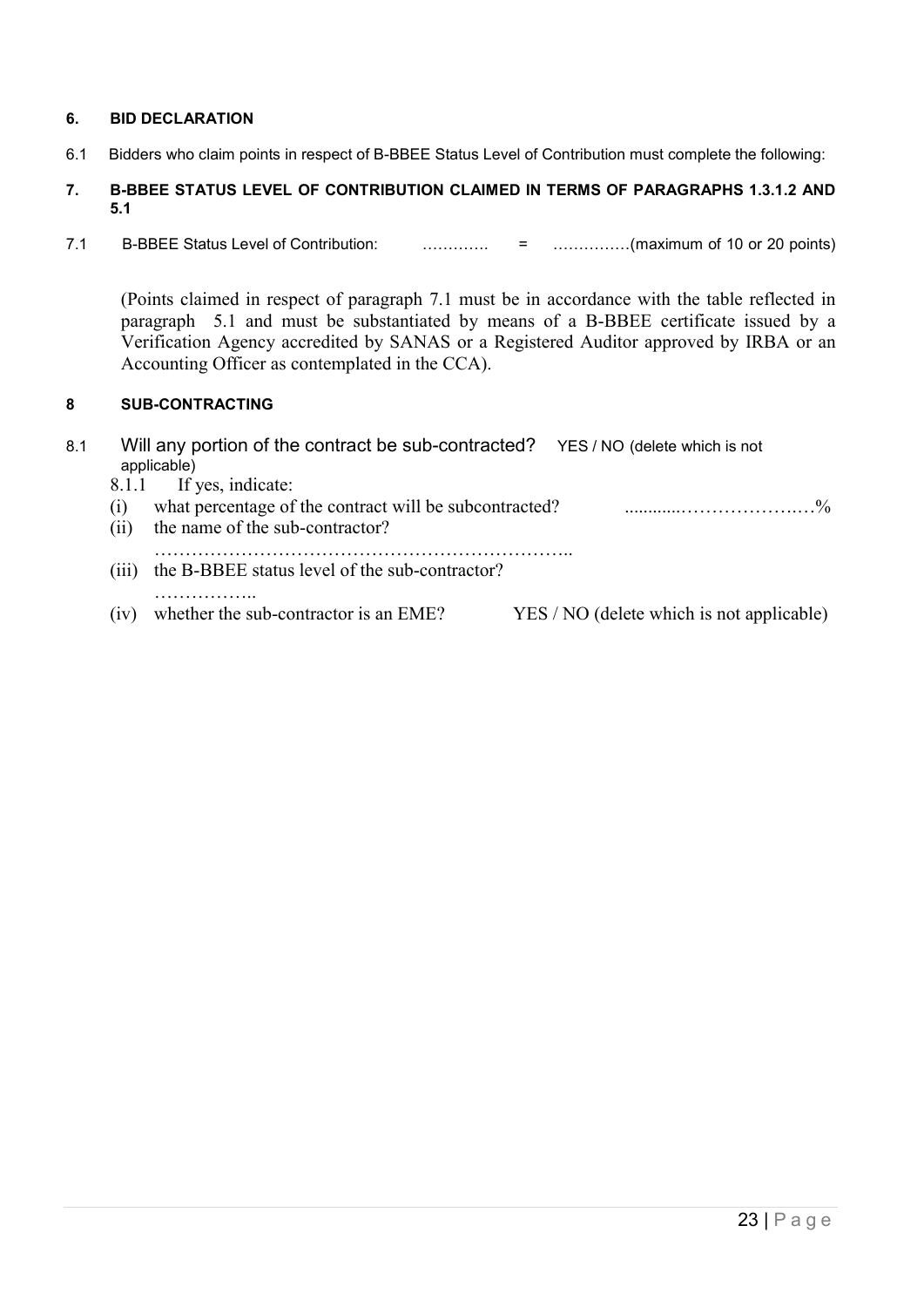**6. BID DECLARATION**

6.1 Bidders who claim points in respect of B-BBEE Status Level of Contribution must complete the following:

**7. B-BBEE STATUS LEVEL OF CONTRIBUTION CLAIMED IN TERMS OF PARAGRAPHS 1.3.1.2 AND 5.1**

7.1 B-BBEE Status Level of Contribution: …………. = ……………(maximum of 10 or 20 points)

(Points claimed in respect of paragraph 7.1 must be in accordance with the table reflected in paragraph 5.1 and must be substantiated by means of a B-BBEE certificate issued by a Verification Agency accredited by SANAS or a Registered Auditor approved by IRBA or an Accounting Officer as contemplated in the CCA).

**8 SUB-CONTRACTING**

8.1 Will any portion of the contract be sub-contracted? YES / NO (delete which is not applicable)

8.1.1 If yes, indicate:

(i) what percentage of the contract will be subcontracted? ............…………………%

(ii) the name of the sub-contractor? …………………………………………………………..

(iii) the B-BBEE status level of the sub-contractor? ……………..

(iv) whether the sub-contractor is an EME? YES / NO (delete which is not applicable)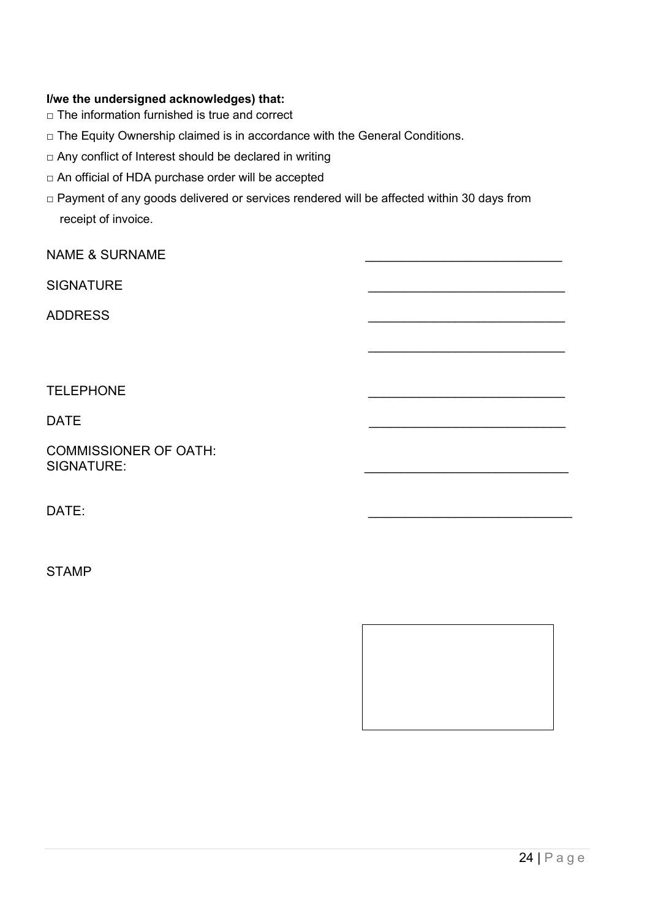**I/we the undersigned acknowledges) that:**

- □ The information furnished is true and correct
- □ The Equity Ownership claimed is in accordance with the General Conditions.
- □ Any conflict of Interest should be declared in writing
- □ An official of HDA purchase order will be accepted
- □ Payment of any goods delivered or services rendered will be affected within 30 days from receipt of invoice.

NAME & SURNAME ___________________________

SIGNATURE ___________________________

ADDRESS ___________________________

___________________________

TELEPHONE ___________________________

DATE ___________________________

COMMISSIONER OF OATH:
SIGNATURE: ___________________________

DATE: ___________________________

STAMP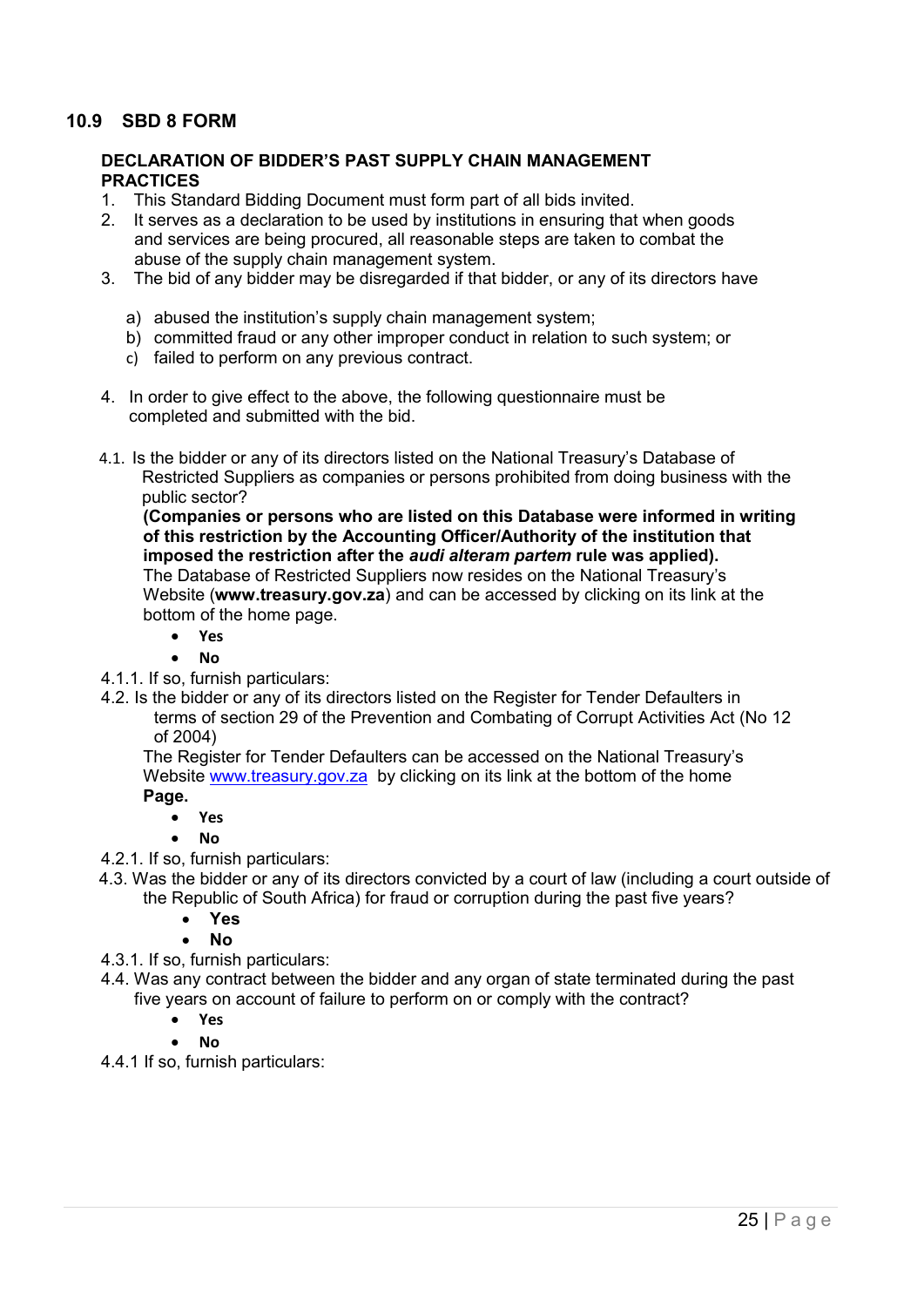## 10.9 SBD 8 FORM

**DECLARATION OF BIDDER'S PAST SUPPLY CHAIN MANAGEMENT PRACTICES**

1. This Standard Bidding Document must form part of all bids invited.
2. It serves as a declaration to be used by institutions in ensuring that when goods and services are being procured, all reasonable steps are taken to combat the abuse of the supply chain management system.
3. The bid of any bidder may be disregarded if that bidder, or any of its directors have

   a) abused the institution's supply chain management system;
   b) committed fraud or any other improper conduct in relation to such system; or
   c) failed to perform on any previous contract.

4. In order to give effect to the above, the following questionnaire must be completed and submitted with the bid.

4.1. Is the bidder or any of its directors listed on the National Treasury's Database of Restricted Suppliers as companies or persons prohibited from doing business with the public sector?
**(Companies or persons who are listed on this Database were informed in writing of this restriction by the Accounting Officer/Authority of the institution that imposed the restriction after the *audi alteram partem* rule was applied).**
The Database of Restricted Suppliers now resides on the National Treasury's Website (**www.treasury.gov.za**) and can be accessed by clicking on its link at the bottom of the home page.

- **Yes**
- **No**

4.1.1. If so, furnish particulars:

4.2. Is the bidder or any of its directors listed on the Register for Tender Defaulters in terms of section 29 of the Prevention and Combating of Corrupt Activities Act (No 12 of 2004)
The Register for Tender Defaulters can be accessed on the National Treasury's Website www.treasury.gov.za by clicking on its link at the bottom of the home **Page.**

- **Yes**
- **No**

4.2.1. If so, furnish particulars:

4.3. Was the bidder or any of its directors convicted by a court of law (including a court outside of the Republic of South Africa) for fraud or corruption during the past five years?

- **Yes**
- **No**

4.3.1. If so, furnish particulars:

4.4. Was any contract between the bidder and any organ of state terminated during the past five years on account of failure to perform on or comply with the contract?

- **Yes**
- **No**

4.4.1 If so, furnish particulars: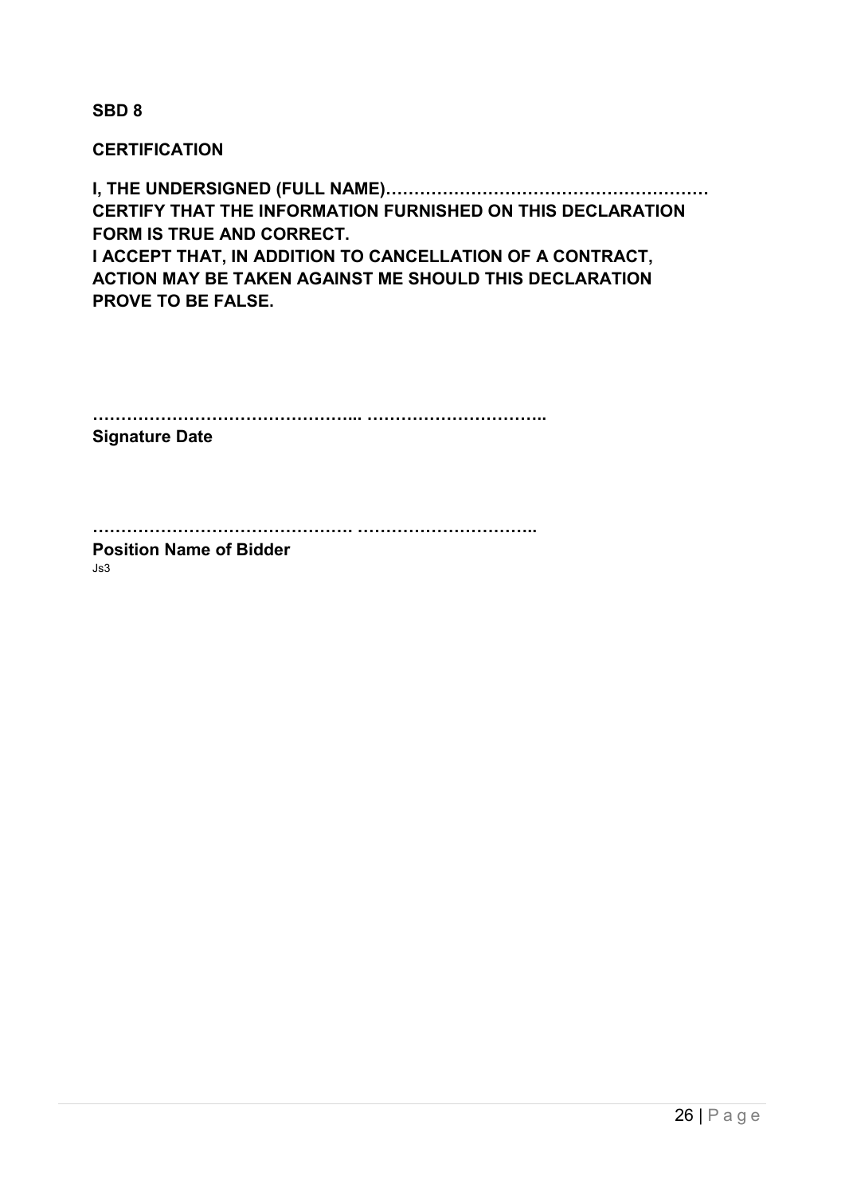**SBD 8**

**CERTIFICATION**

**I, THE UNDERSIGNED (FULL NAME)………………………………………………… CERTIFY THAT THE INFORMATION FURNISHED ON THIS DECLARATION FORM IS TRUE AND CORRECT.**
**I ACCEPT THAT, IN ADDITION TO CANCELLATION OF A CONTRACT, ACTION MAY BE TAKEN AGAINST ME SHOULD THIS DECLARATION PROVE TO BE FALSE.**

**……………………………………... …………………………..**
**Signature Date**

**……………………………………. …………………………..**
**Position Name of Bidder**
Js3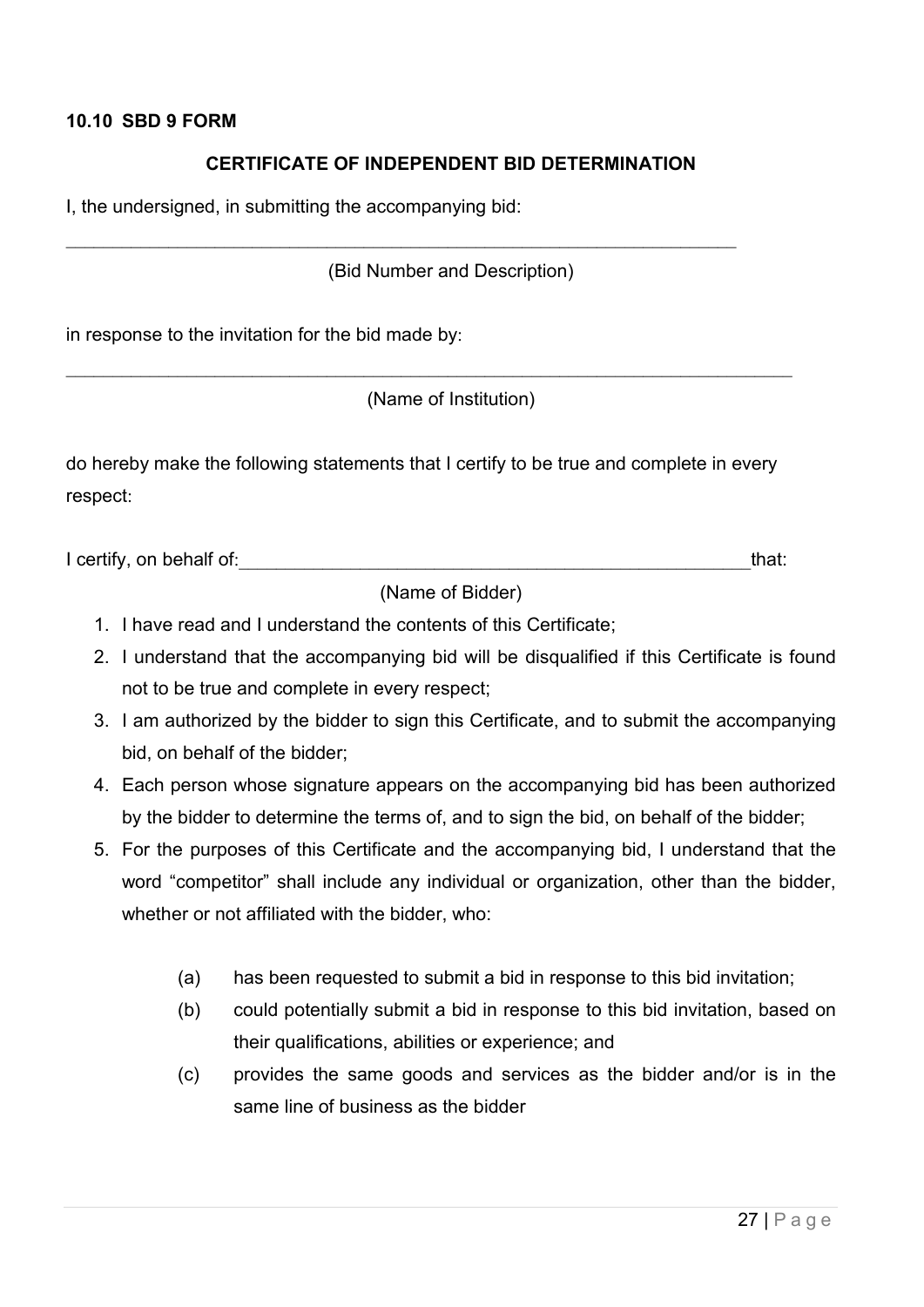### 10.10 SBD 9 FORM

**CERTIFICATE OF INDEPENDENT BID DETERMINATION**

I, the undersigned, in submitting the accompanying bid:

\_\_\_\_\_\_\_\_\_\_\_\_\_\_\_\_\_\_\_\_\_\_\_\_\_\_\_\_\_\_\_\_\_\_\_\_\_\_\_\_\_\_\_\_\_\_\_\_\_\_\_\_\_\_\_\_\_\_\_\_\_\_\_\_\_\_

(Bid Number and Description)

in response to the invitation for the bid made by:

\_\_\_\_\_\_\_\_\_\_\_\_\_\_\_\_\_\_\_\_\_\_\_\_\_\_\_\_\_\_\_\_\_\_\_\_\_\_\_\_\_\_\_\_\_\_\_\_\_\_\_\_\_\_\_\_\_\_\_\_\_\_\_\_\_\_\_\_\_\_\_\_

(Name of Institution)

do hereby make the following statements that I certify to be true and complete in every respect:

I certify, on behalf of:\_\_\_\_\_\_\_\_\_\_\_\_\_\_\_\_\_\_\_\_\_\_\_\_\_\_\_\_\_\_\_\_\_\_\_\_\_\_\_\_\_\_\_\_\_\_\_\_\_\_that:

(Name of Bidder)

1. I have read and I understand the contents of this Certificate;
2. I understand that the accompanying bid will be disqualified if this Certificate is found not to be true and complete in every respect;
3. I am authorized by the bidder to sign this Certificate, and to submit the accompanying bid, on behalf of the bidder;
4. Each person whose signature appears on the accompanying bid has been authorized by the bidder to determine the terms of, and to sign the bid, on behalf of the bidder;
5. For the purposes of this Certificate and the accompanying bid, I understand that the word "competitor" shall include any individual or organization, other than the bidder, whether or not affiliated with the bidder, who:

   (a) has been requested to submit a bid in response to this bid invitation;

   (b) could potentially submit a bid in response to this bid invitation, based on their qualifications, abilities or experience; and

   (c) provides the same goods and services as the bidder and/or is in the same line of business as the bidder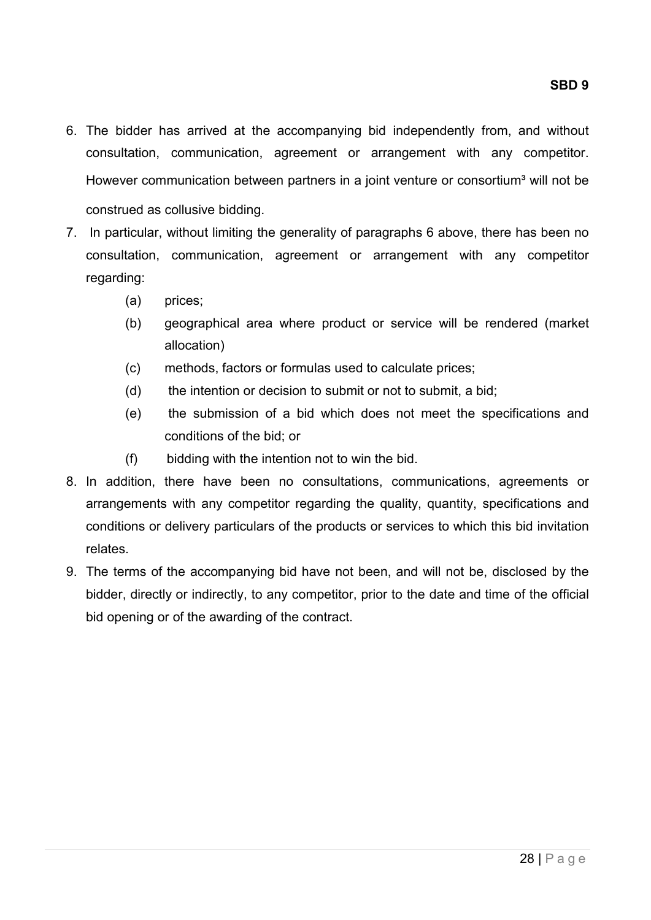6. The bidder has arrived at the accompanying bid independently from, and without consultation, communication, agreement or arrangement with any competitor. However communication between partners in a joint venture or consortium[3] will not be construed as collusive bidding.
7. In particular, without limiting the generality of paragraphs 6 above, there has been no consultation, communication, agreement or arrangement with any competitor regarding:
   - (a) prices;
   - (b) geographical area where product or service will be rendered (market allocation)
   - (c) methods, factors or formulas used to calculate prices;
   - (d) the intention or decision to submit or not to submit, a bid;
   - (e) the submission of a bid which does not meet the specifications and conditions of the bid; or
   - (f) bidding with the intention not to win the bid.
8. In addition, there have been no consultations, communications, agreements or arrangements with any competitor regarding the quality, quantity, specifications and conditions or delivery particulars of the products or services to which this bid invitation relates.
9. The terms of the accompanying bid have not been, and will not be, disclosed by the bidder, directly or indirectly, to any competitor, prior to the date and time of the official bid opening or of the awarding of the contract.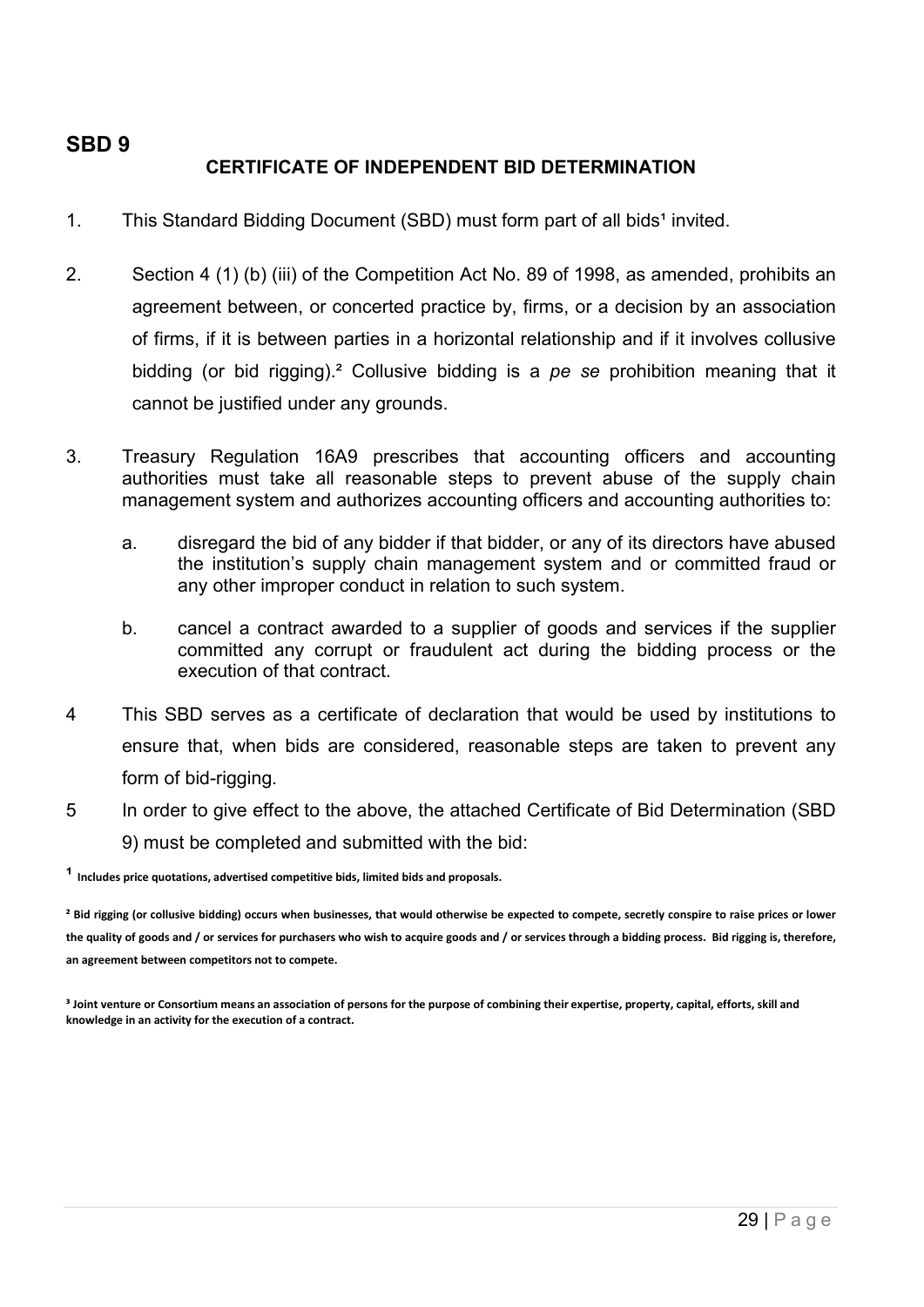# SBD 9

## CERTIFICATE OF INDEPENDENT BID DETERMINATION

1. This Standard Bidding Document (SBD) must form part of all bids[1] invited.

2. Section 4 (1) (b) (iii) of the Competition Act No. 89 of 1998, as amended, prohibits an agreement between, or concerted practice by, firms, or a decision by an association of firms, if it is between parties in a horizontal relationship and if it involves collusive bidding (or bid rigging).[2] Collusive bidding is a *pe se* prohibition meaning that it cannot be justified under any grounds.

3. Treasury Regulation 16A9 prescribes that accounting officers and accounting authorities must take all reasonable steps to prevent abuse of the supply chain management system and authorizes accounting officers and accounting authorities to:

   a. disregard the bid of any bidder if that bidder, or any of its directors have abused the institution's supply chain management system and or committed fraud or any other improper conduct in relation to such system.

   b. cancel a contract awarded to a supplier of goods and services if the supplier committed any corrupt or fraudulent act during the bidding process or the execution of that contract.

4 This SBD serves as a certificate of declaration that would be used by institutions to ensure that, when bids are considered, reasonable steps are taken to prevent any form of bid-rigging.

5 In order to give effect to the above, the attached Certificate of Bid Determination (SBD 9) must be completed and submitted with the bid:

**[1] Includes price quotations, advertised competitive bids, limited bids and proposals.**

**[2] Bid rigging (or collusive bidding) occurs when businesses, that would otherwise be expected to compete, secretly conspire to raise prices or lower the quality of goods and / or services for purchasers who wish to acquire goods and / or services through a bidding process. Bid rigging is, therefore, an agreement between competitors not to compete.**

**[3] Joint venture or Consortium means an association of persons for the purpose of combining their expertise, property, capital, efforts, skill and knowledge in an activity for the execution of a contract.**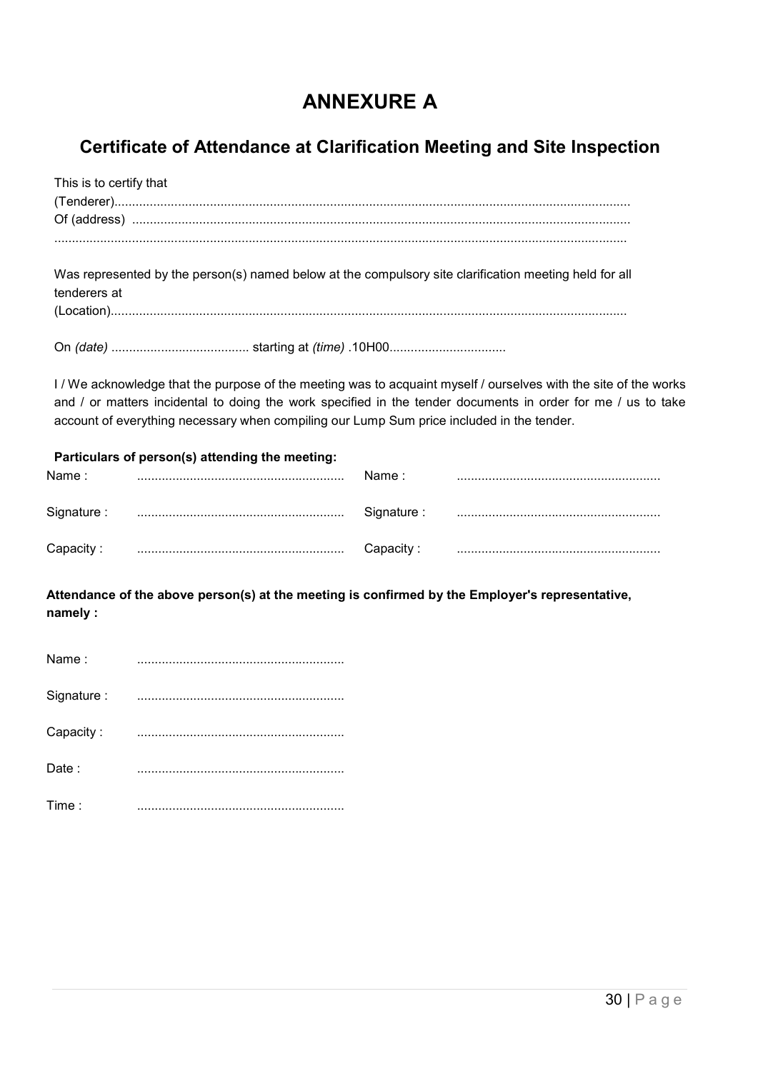# ANNEXURE A

## Certificate of Attendance at Clarification Meeting and Site Inspection

This is to certify that

(Tenderer)...............................................................................................................................................

Of (address) ..........................................................................................................................................

...............................................................................................................................................................

Was represented by the person(s) named below at the compulsory site clarification meeting held for all tenderers at

(Location)...............................................................................................................................................

On *(date)* ....................................... starting at *(time)* .10H00.................................

I / We acknowledge that the purpose of the meeting was to acquaint myself / ourselves with the site of the works and / or matters incidental to doing the work specified in the tender documents in order for me / us to take account of everything necessary when compiling our Lump Sum price included in the tender.

**Particulars of person(s) attending the meeting:**

| | | | |
|---|---|---|---|
| Name : | .......................................................... | Name : | .......................................................... |
| Signature : | .......................................................... | Signature : | .......................................................... |
| Capacity : | .......................................................... | Capacity : | .......................................................... |

**Attendance of the above person(s) at the meeting is confirmed by the Employer's representative, namely :**

Name : ..........................................................

Signature : ..........................................................

Capacity : ..........................................................

Date : ..........................................................

Time : ..........................................................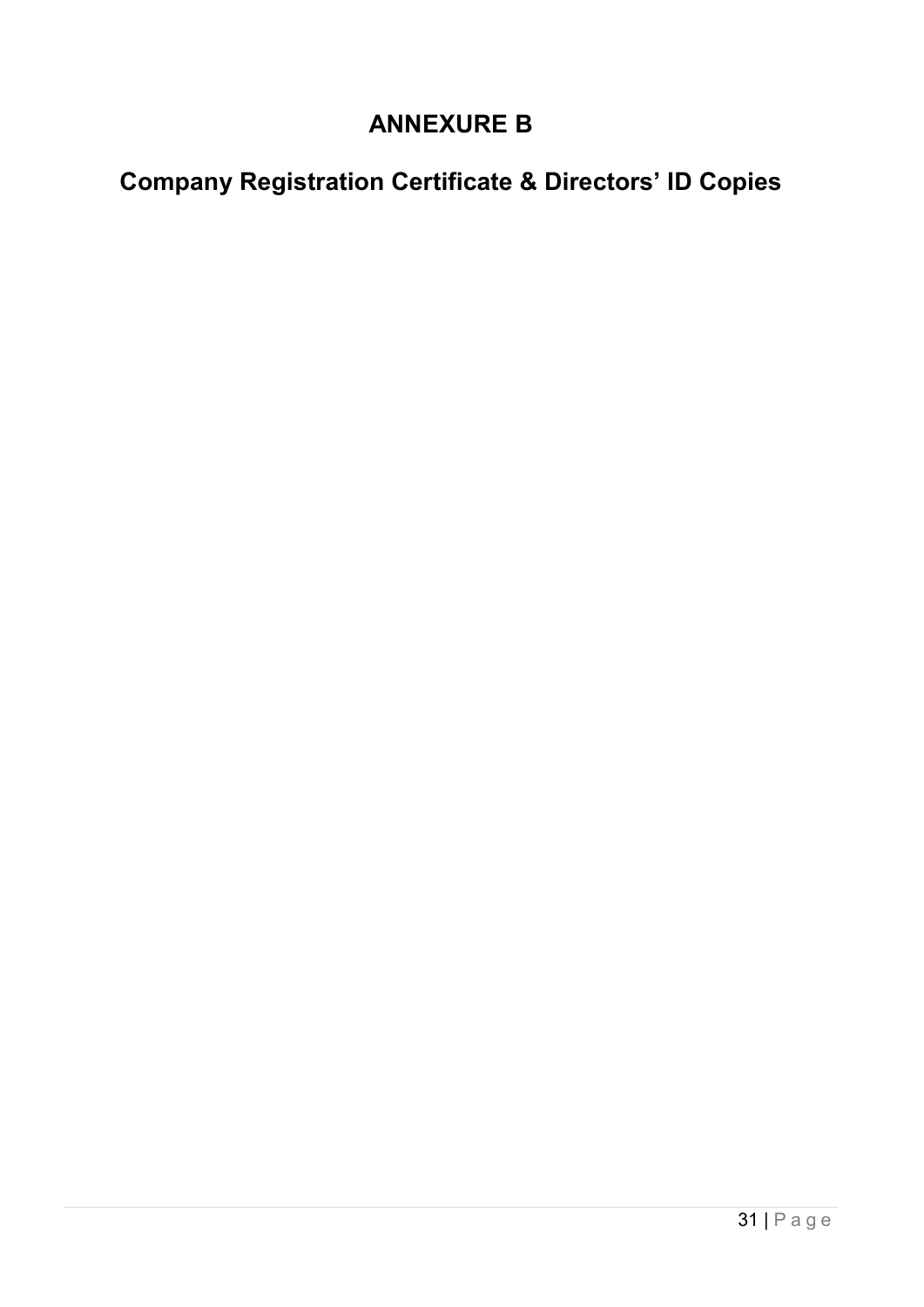# ANNEXURE B

## Company Registration Certificate & Directors' ID Copies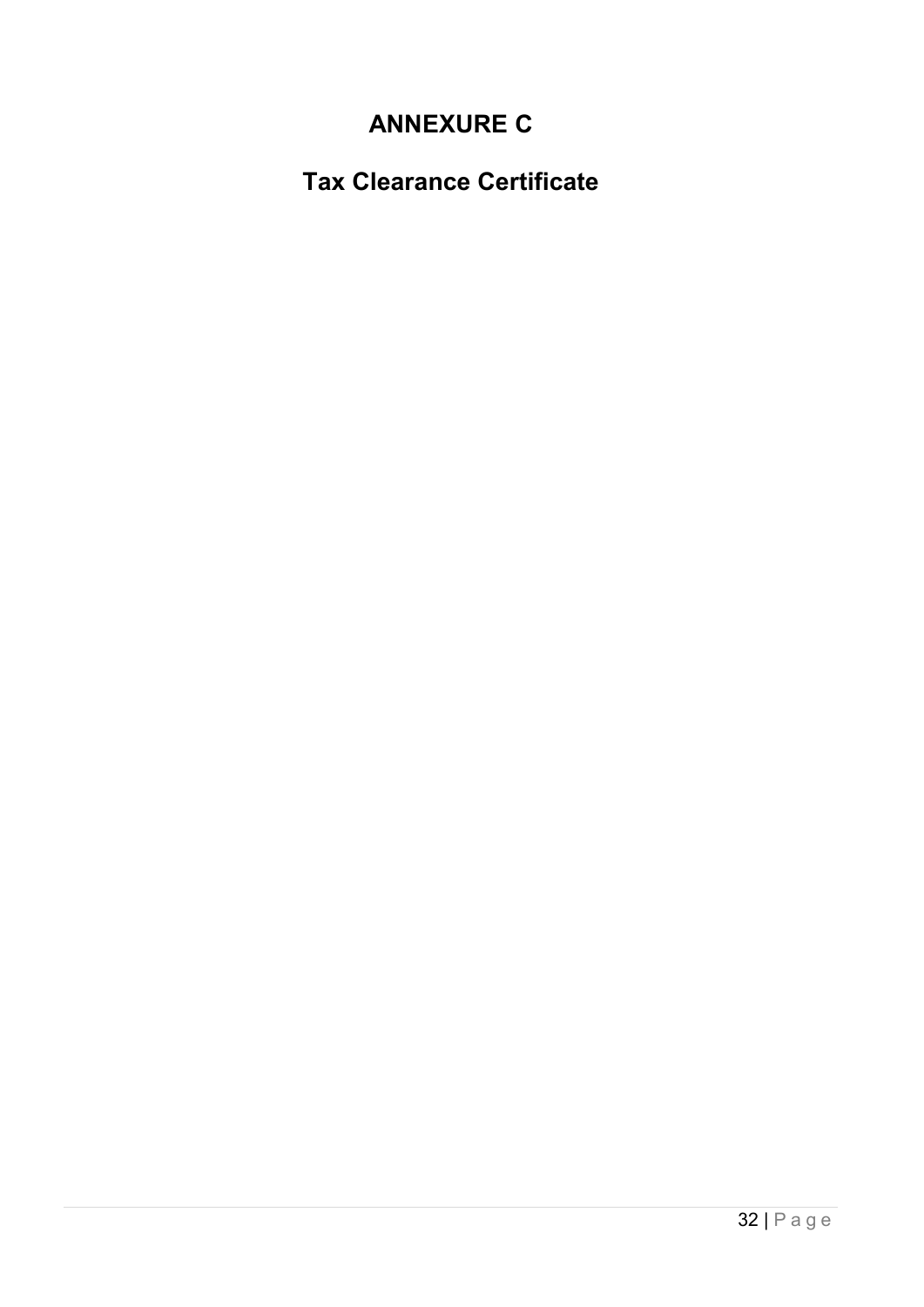# ANNEXURE C

## Tax Clearance Certificate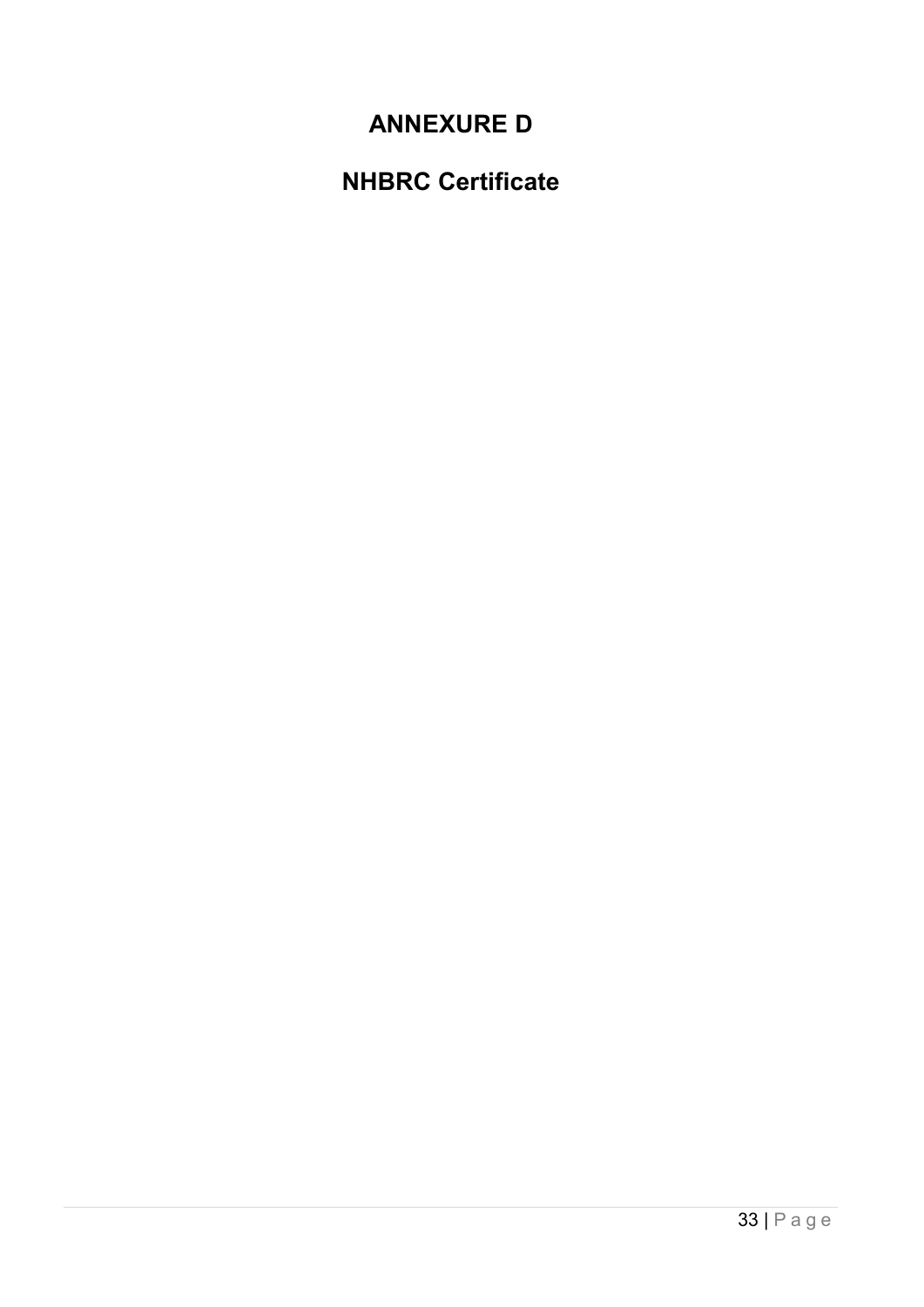# ANNEXURE D

## NHBRC Certificate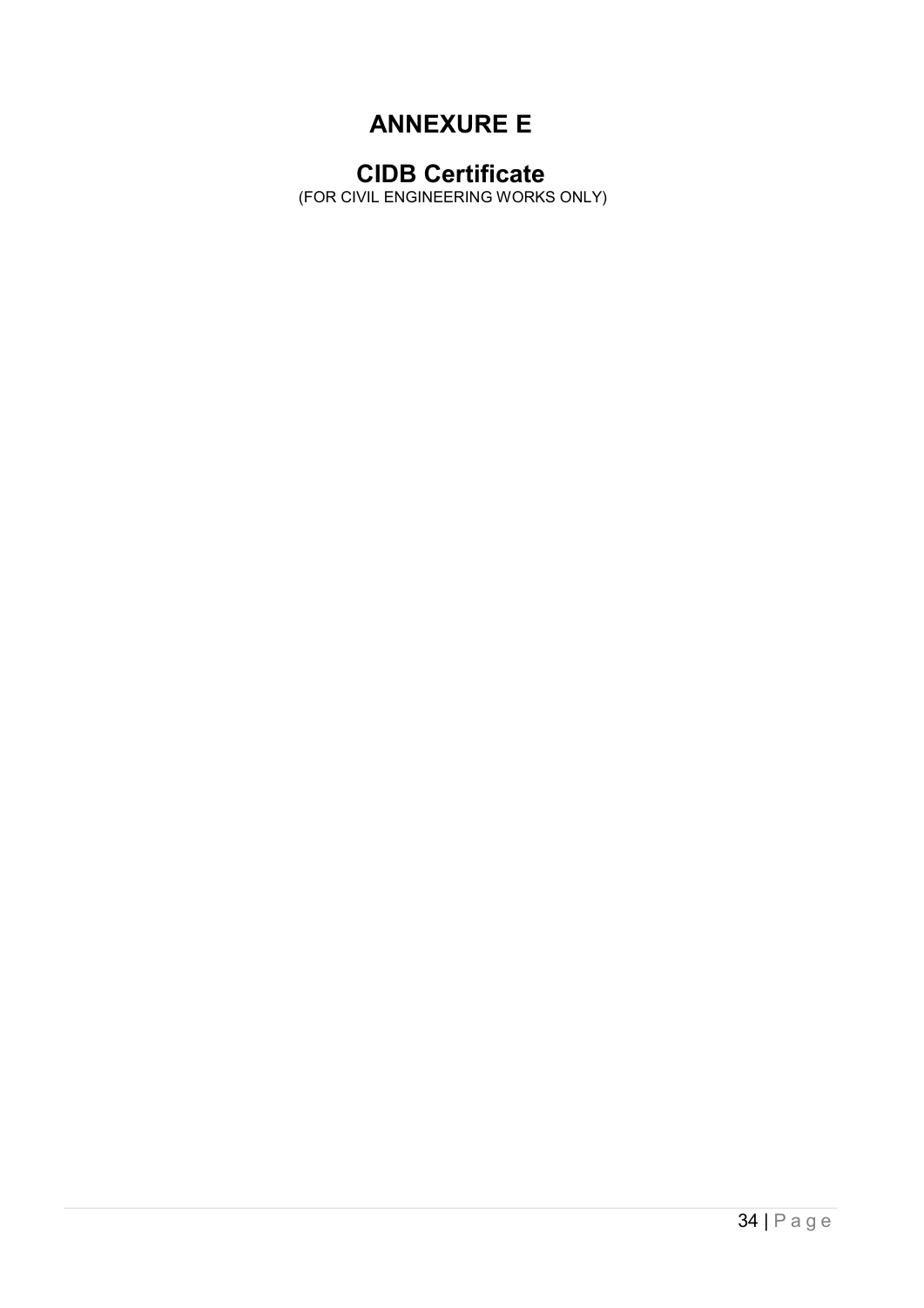# ANNEXURE E

## CIDB Certificate

(FOR CIVIL ENGINEERING WORKS ONLY)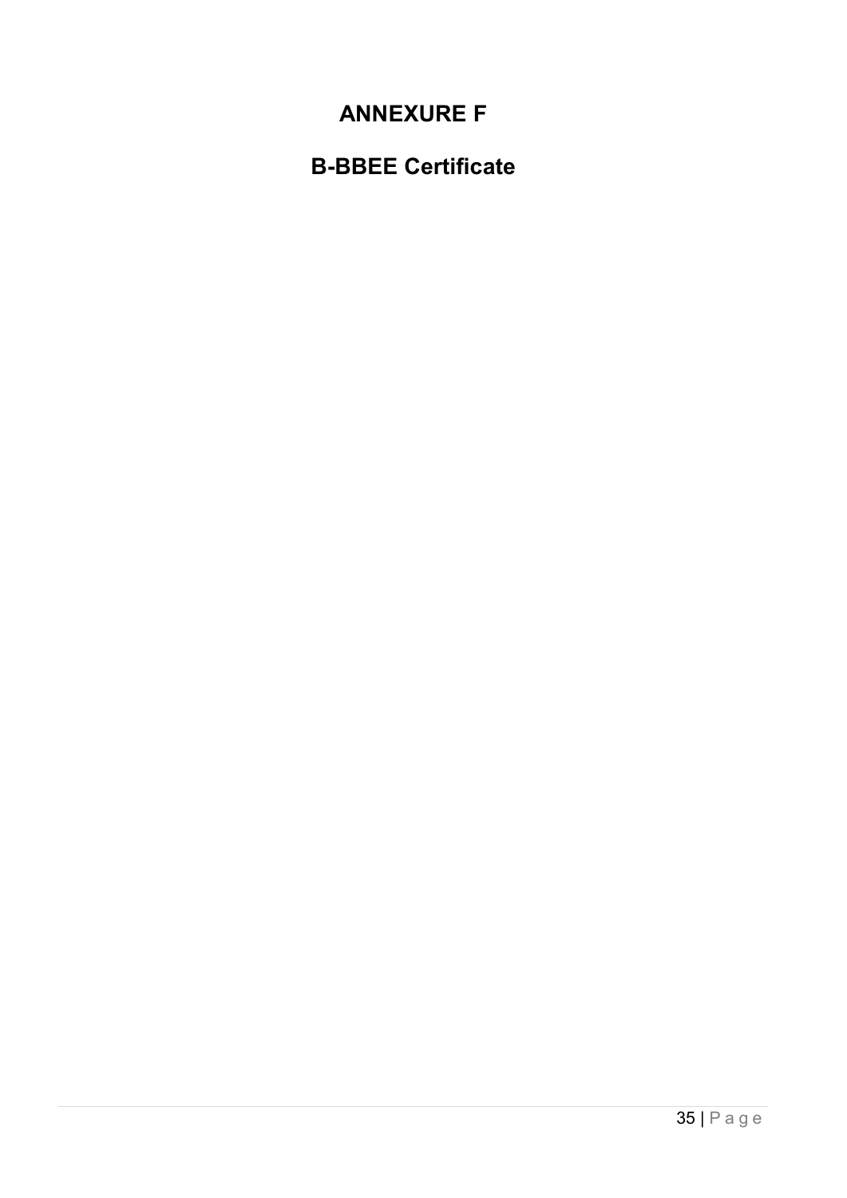# ANNEXURE F

## B-BBEE Certificate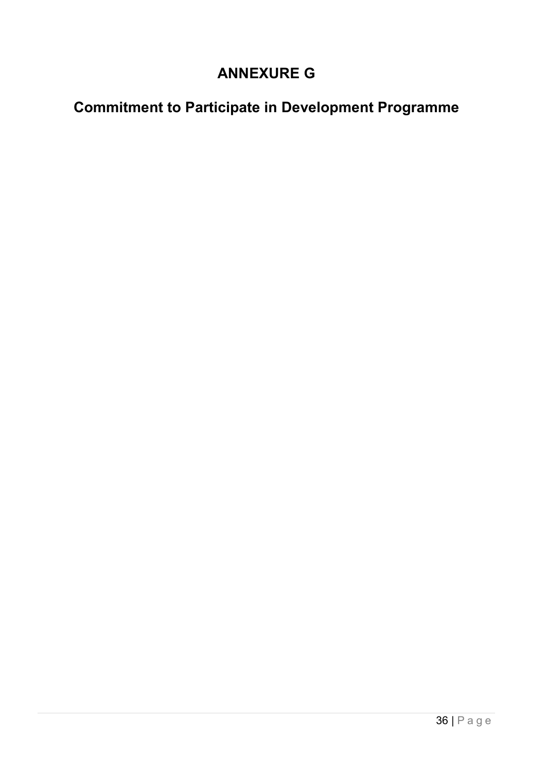# ANNEXURE G

## Commitment to Participate in Development Programme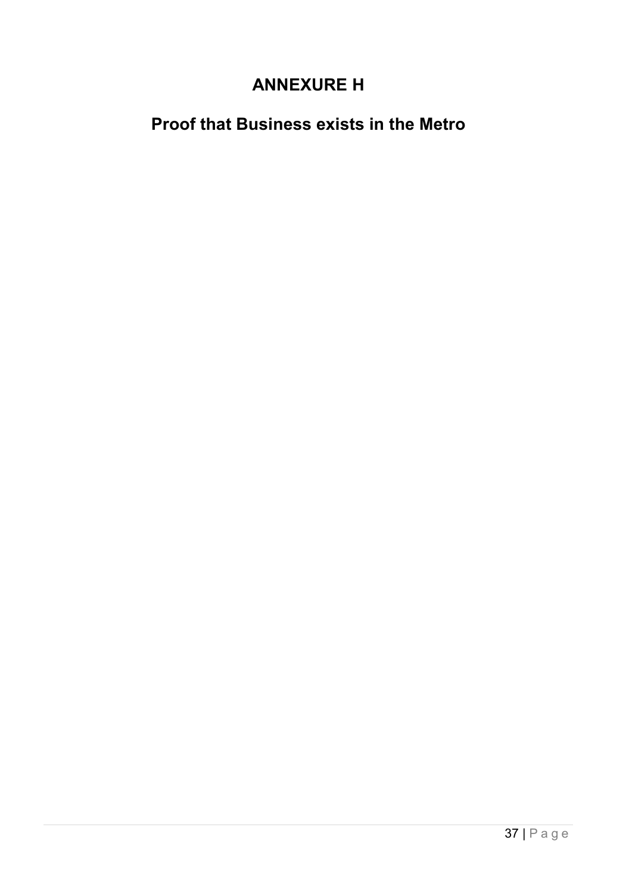# ANNEXURE H

## Proof that Business exists in the Metro